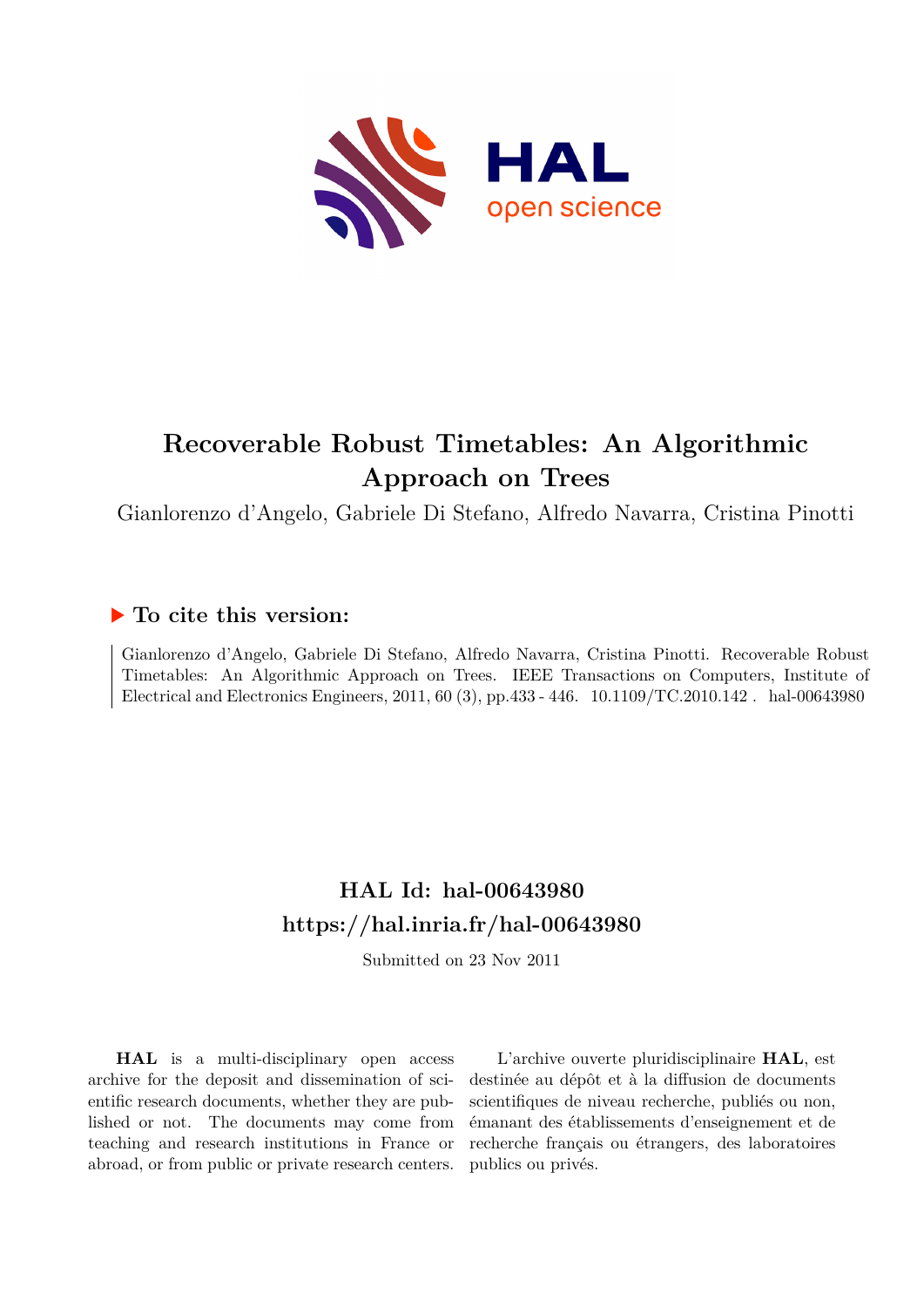# Recoverable Robust Timetables: An Algorithmic Approach on Trees

Gianlorenzo d'Angelo, Gabriele Di Stefano, Alfredo Navarra, Cristina Pinotti

## ▶ To cite this version:

Gianlorenzo d'Angelo, Gabriele Di Stefano, Alfredo Navarra, Cristina Pinotti. Recoverable Robust Timetables: An Algorithmic Approach on Trees. IEEE Transactions on Computers, Institute of Electrical and Electronics Engineers, 2011, 60 (3), pp.433 - 446. 10.1109/TC.2010.142. hal-00643980

## HAL Id: hal-00643980

## https://hal.inria.fr/hal-00643980

Submitted on 23 Nov 2011

**HAL** is a multi-disciplinary open access archive for the deposit and dissemination of scientific research documents, whether they are published or not. The documents may come from teaching and research institutions in France or abroad, or from public or private research centers.

L'archive ouverte pluridisciplinaire **HAL**, est destinée au dépôt et à la diffusion de documents scientifiques de niveau recherche, publiés ou non, émanant des établissements d'enseignement et de recherche français ou étrangers, des laboratoires publics ou privés.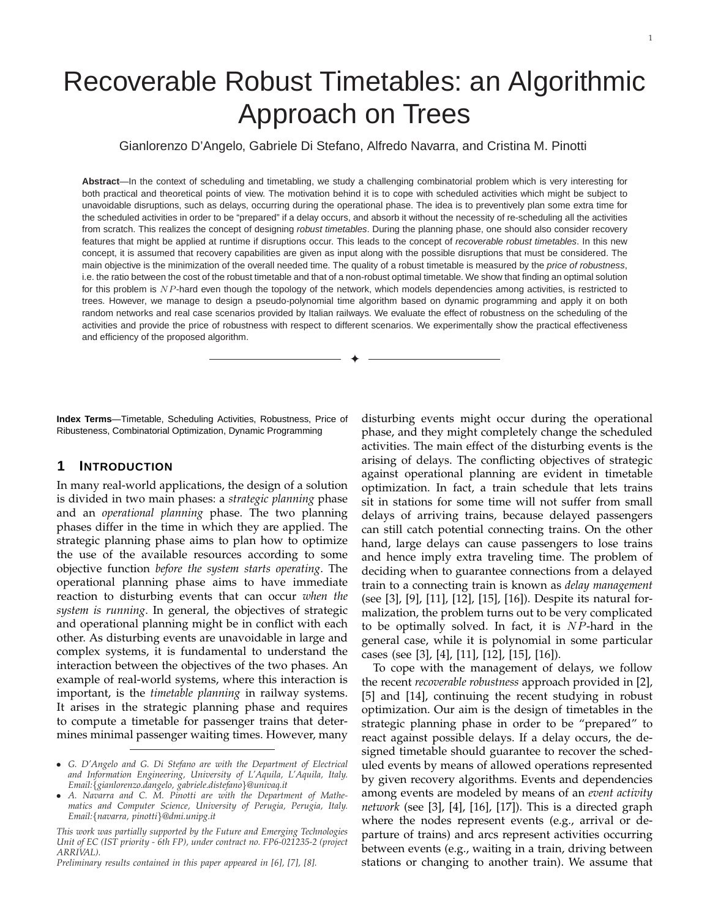# Recoverable Robust Timetables: an Algorithmic Approach on Trees

Gianlorenzo D'Angelo, Gabriele Di Stefano, Alfredo Navarra, and Cristina M. Pinotti

**Abstract**—In the context of scheduling and timetabling, we study a challenging combinatorial problem which is very interesting for both practical and theoretical points of view. The motivation behind it is to cope with scheduled activities which might be subject to unavoidable disruptions, such as delays, occurring during the operational phase. The idea is to preventively plan some extra time for the scheduled activities in order to be "prepared" if a delay occurs, and absorb it without the necessity of re-scheduling all the activities from scratch. This realizes the concept of designing *robust timetables*. During the planning phase, one should also consider recovery features that might be applied at runtime if disruptions occur. This leads to the concept of *recoverable robust timetables*. In this new concept, it is assumed that recovery capabilities are given as input along with the possible disruptions that must be considered. The main objective is the minimization of the overall needed time. The quality of a robust timetable is measured by the *price of robustness*, i.e. the ratio between the cost of the robust timetable and that of a non-robust optimal timetable. We show that finding an optimal solution for this problem is $NP$-hard even though the topology of the network, which models dependencies among activities, is restricted to trees. However, we manage to design a pseudo-polynomial time algorithm based on dynamic programming and apply it on both random networks and real case scenarios provided by Italian railways. We evaluate the effect of robustness on the scheduling of the activities and provide the price of robustness with respect to different scenarios. We experimentally show the practical effectiveness and efficiency of the proposed algorithm.

**Index Terms**—Timetable, Scheduling Activities, Robustness, Price of Ribusteness, Combinatorial Optimization, Dynamic Programming

## 1 Introduction

In many real-world applications, the design of a solution is divided in two main phases: a *strategic planning* phase and an *operational planning* phase. The two planning phases differ in the time in which they are applied. The strategic planning phase aims to plan how to optimize the use of the available resources according to some objective function *before the system starts operating*. The operational planning phase aims to have immediate reaction to disturbing events that can occur *when the system is running*. In general, the objectives of strategic and operational planning might be in conflict with each other. As disturbing events are unavoidable in large and complex systems, it is fundamental to understand the interaction between the objectives of the two phases. An example of real-world systems, where this interaction is important, is the *timetable planning* in railway systems. It arises in the strategic planning phase and requires to compute a timetable for passenger trains that determines minimal passenger waiting times. However, many disturbing events might occur during the operational phase, and they might completely change the scheduled activities. The main effect of the disturbing events is the arising of delays. The conflicting objectives of strategic against operational planning are evident in timetable optimization. In fact, a train schedule that lets trains sit in stations for some time will not suffer from small delays of arriving trains, because delayed passengers can still catch potential connecting trains. On the other hand, large delays can cause passengers to lose trains and hence imply extra traveling time. The problem of deciding when to guarantee connections from a delayed train to a connecting train is known as *delay management* (see [3], [9], [11], [12], [15], [16]). Despite its natural formalization, the problem turns out to be very complicated to be optimally solved. In fact, it is $NP$-hard in the general case, while it is polynomial in some particular cases (see [3], [4], [11], [12], [15], [16]).

To cope with the management of delays, we follow the recent *recoverable robustness* approach provided in [2], [5] and [14], continuing the recent studying in robust optimization. Our aim is the design of timetables in the strategic planning phase in order to be "prepared" to react against possible delays. If a delay occurs, the designed timetable should guarantee to recover the scheduled events by means of allowed operations represented by given recovery algorithms. Events and dependencies among events are modeled by means of an *event activity network* (see [3], [4], [16], [17]). This is a directed graph where the nodes represent events (e.g., arrival or departure of trains) and arcs represent activities occurring between events (e.g., waiting in a train, driving between stations or changing to another train). We assume that

- *G. D'Angelo and G. Di Stefano are with the Department of Electrical and Information Engineering, University of L'Aquila, L'Aquila, Italy. Email:{gianlorenzo.dangelo, gabriele.distefano}@univaq.it*
- *A. Navarra and C. M. Pinotti are with the Department of Mathematics and Computer Science, University of Perugia, Perugia, Italy. Email:{navarra, pinotti}@dmi.unipg.it*

*This work was partially supported by the Future and Emerging Technologies Unit of EC (IST priority - 6th FP), under contract no. FP6-021235-2 (project ARRIVAL).*
*Preliminary results contained in this paper appeared in [6], [7], [8].*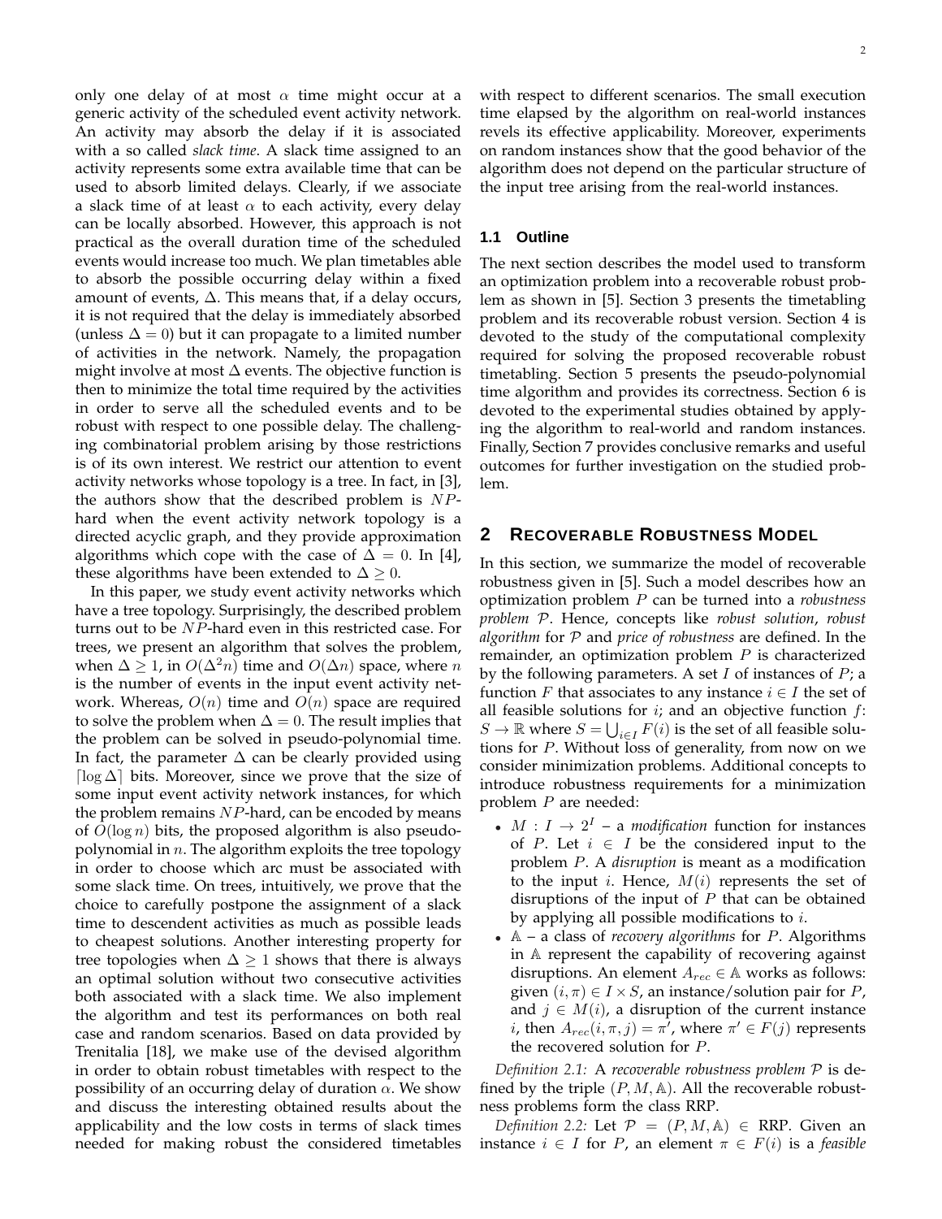only one delay of at most $\alpha$ time might occur at a generic activity of the scheduled event activity network. An activity may absorb the delay if it is associated with a so called *slack time*. A slack time assigned to an activity represents some extra available time that can be used to absorb limited delays. Clearly, if we associate a slack time of at least $\alpha$ to each activity, every delay can be locally absorbed. However, this approach is not practical as the overall duration time of the scheduled events would increase too much. We plan timetables able to absorb the possible occurring delay within a fixed amount of events, $\Delta$. This means that, if a delay occurs, it is not required that the delay is immediately absorbed (unless $\Delta = 0$) but it can propagate to a limited number of activities in the network. Namely, the propagation might involve at most $\Delta$ events. The objective function is then to minimize the total time required by the activities in order to serve all the scheduled events and to be robust with respect to one possible delay. The challenging combinatorial problem arising by those restrictions is of its own interest. We restrict our attention to event activity networks whose topology is a tree. In fact, in [3], the authors show that the described problem is $NP$-hard when the event activity network topology is a directed acyclic graph, and they provide approximation algorithms which cope with the case of $\Delta = 0$. In [4], these algorithms have been extended to $\Delta \geq 0$.

In this paper, we study event activity networks which have a tree topology. Surprisingly, the described problem turns out to be $NP$-hard even in this restricted case. For trees, we present an algorithm that solves the problem, when $\Delta \geq 1$, in $O(\Delta^2 n)$ time and $O(\Delta n)$ space, where $n$ is the number of events in the input event activity network. Whereas, $O(n)$ time and $O(n)$ space are required to solve the problem when $\Delta = 0$. The result implies that the problem can be solved in pseudo-polynomial time. In fact, the parameter $\Delta$ can be clearly provided using $\lceil \log \Delta \rceil$ bits. Moreover, since we prove that the size of some input event activity network instances, for which the problem remains $NP$-hard, can be encoded by means of $O(\log n)$ bits, the proposed algorithm is also pseudo-polynomial in $n$. The algorithm exploits the tree topology in order to choose which arc must be associated with some slack time. On trees, intuitively, we prove that the choice to carefully postpone the assignment of a slack time to descendent activities as much as possible leads to cheapest solutions. Another interesting property for tree topologies when $\Delta \geq 1$ shows that there is always an optimal solution without two consecutive activities both associated with a slack time. We also implement the algorithm and test its performances on both real case and random scenarios. Based on data provided by Trenitalia [18], we make use of the devised algorithm in order to obtain robust timetables with respect to the possibility of an occurring delay of duration $\alpha$. We show and discuss the interesting obtained results about the applicability and the low costs in terms of slack times needed for making robust the considered timetables with respect to different scenarios. The small execution time elapsed by the algorithm on real-world instances revels its effective applicability. Moreover, experiments on random instances show that the good behavior of the algorithm does not depend on the particular structure of the input tree arising from the real-world instances.

### 1.1 Outline

The next section describes the model used to transform an optimization problem into a recoverable robust problem as shown in [5]. Section 3 presents the timetabling problem and its recoverable robust version. Section 4 is devoted to the study of the computational complexity required for solving the proposed recoverable robust timetabling. Section 5 presents the pseudo-polynomial time algorithm and provides its correctness. Section 6 is devoted to the experimental studies obtained by applying the algorithm to real-world and random instances. Finally, Section 7 provides conclusive remarks and useful outcomes for further investigation on the studied problem.

## 2 Recoverable Robustness Model

In this section, we summarize the model of recoverable robustness given in [5]. Such a model describes how an optimization problem $P$ can be turned into a *robustness problem* $\mathcal{P}$. Hence, concepts like *robust solution*, *robust algorithm* for $\mathcal{P}$ and *price of robustness* are defined. In the remainder, an optimization problem $P$ is characterized by the following parameters. A set $I$ of instances of $P$; a function $F$ that associates to any instance $i \in I$ the set of all feasible solutions for $i$; and an objective function $f$: $S \to \mathbb{R}$ where $S = \bigcup_{i \in I} F(i)$ is the set of all feasible solutions for $P$. Without loss of generality, from now on we consider minimization problems. Additional concepts to introduce robustness requirements for a minimization problem $P$ are needed:

- $M : I \to 2^I$ – a *modification* function for instances of $P$. Let $i \in I$ be the considered input to the problem $P$. A *disruption* is meant as a modification to the input $i$. Hence, $M(i)$ represents the set of disruptions of the input of $P$ that can be obtained by applying all possible modifications to $i$.
- $\mathbb{A}$ – a class of *recovery algorithms* for $P$. Algorithms in $\mathbb{A}$ represent the capability of recovering against disruptions. An element $A_{rec} \in \mathbb{A}$ works as follows: given $(i, \pi) \in I \times S$, an instance/solution pair for $P$, and $j \in M(i)$, a disruption of the current instance $i$, then $A_{rec}(i, \pi, j) = \pi'$, where $\pi' \in F(j)$ represents the recovered solution for $P$.

*Definition 2.1:* A *recoverable robustness problem* $\mathcal{P}$ is defined by the triple $(P, M, \mathbb{A})$. All the recoverable robustness problems form the class RRP.

*Definition 2.2:* Let $\mathcal{P} = (P, M, \mathbb{A}) \in$ RRP. Given an instance $i \in I$ for $P$, an element $\pi \in F(i)$ is a *feasible*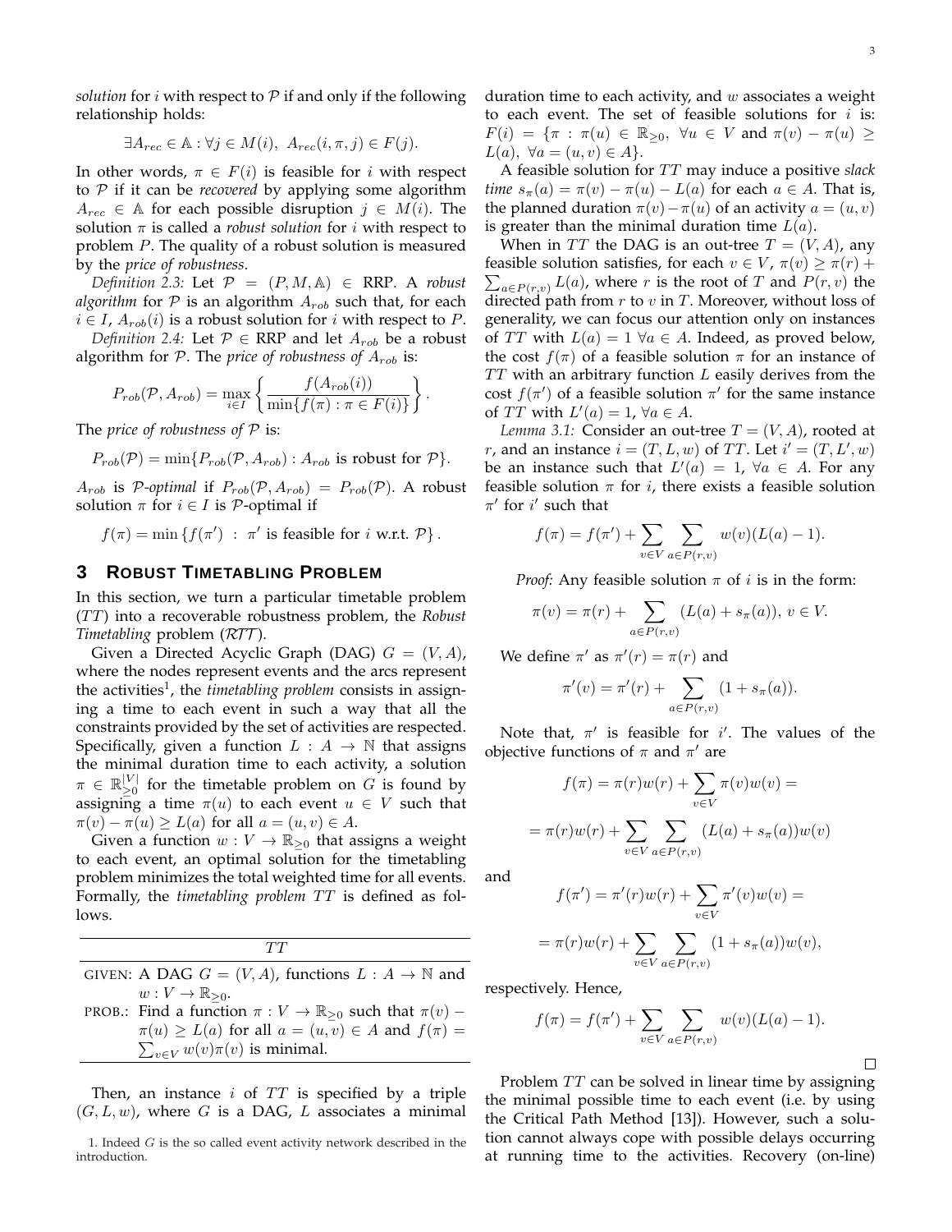*solution* for $i$ with respect to $\mathcal{P}$ if and only if the following relationship holds:

$$\exists A_{rec} \in \mathbb{A} : \forall j \in M(i),\ A_{rec}(i, \pi, j) \in F(j).$$

In other words, $\pi \in F(i)$ is feasible for $i$ with respect to $\mathcal{P}$ if it can be *recovered* by applying some algorithm $A_{rec} \in \mathbb{A}$ for each possible disruption $j \in M(i)$. The solution $\pi$ is called a *robust solution* for $i$ with respect to problem $P$. The quality of a robust solution is measured by the *price of robustness*.

*Definition 2.3:* Let $\mathcal{P} = (P, M, \mathbb{A}) \in$ RRP. A *robust algorithm* for $\mathcal{P}$ is an algorithm $A_{rob}$ such that, for each $i \in I$, $A_{rob}(i)$ is a robust solution for $i$ with respect to $P$.

*Definition 2.4:* Let $\mathcal{P} \in$ RRP and let $A_{rob}$ be a robust algorithm for $\mathcal{P}$. The *price of robustness of* $A_{rob}$ is:

$$P_{rob}(\mathcal{P}, A_{rob}) = \max_{i \in I} \left\{ \frac{f(A_{rob}(i))}{\min\{f(\pi) : \pi \in F(i)\}} \right\}.$$

The *price of robustness of* $\mathcal{P}$ is:

$$P_{rob}(\mathcal{P}) = \min\{P_{rob}(\mathcal{P}, A_{rob}) : A_{rob} \text{ is robust for } \mathcal{P}\}.$$

$A_{rob}$ is $\mathcal{P}$*-optimal* if $P_{rob}(\mathcal{P}, A_{rob}) = P_{rob}(\mathcal{P})$. A robust solution $\pi$ for $i \in I$ is $\mathcal{P}$-optimal if

$$f(\pi) = \min\left\{f(\pi') \ : \ \pi' \text{ is feasible for } i \text{ w.r.t. } \mathcal{P}\right\}.$$

## 3 Robust Timetabling Problem

In this section, we turn a particular timetable problem ($TT$) into a recoverable robustness problem, the *Robust Timetabling* problem ($\mathcal{RTT}$).

Given a Directed Acyclic Graph (DAG) $G = (V, A)$, where the nodes represent events and the arcs represent the activities[1], the *timetabling problem* consists in assigning a time to each event in such a way that all the constraints provided by the set of activities are respected. Specifically, given a function $L : A \to \mathbb{N}$ that assigns the minimal duration time to each activity, a solution $\pi \in \mathbb{R}^{|V|}_{\geq 0}$ for the timetable problem on $G$ is found by assigning a time $\pi(u)$ to each event $u \in V$ such that $\pi(v) - \pi(u) \geq L(a)$ for all $a = (u, v) \in A$.

Given a function $w : V \to \mathbb{R}_{\geq 0}$ that assigns a weight to each event, an optimal solution for the timetabling problem minimizes the total weighted time for all events. Formally, the *timetabling problem* $TT$ is defined as follows.

| $TT$ |
|---|
| GIVEN: A DAG $G = (V, A)$, functions $L : A \to \mathbb{N}$ and $w : V \to \mathbb{R}_{\geq 0}$. |
| PROB.: Find a function $\pi : V \to \mathbb{R}_{\geq 0}$ such that $\pi(v) - \pi(u) \geq L(a)$ for all $a = (u, v) \in A$ and $f(\pi) = \sum_{v \in V} w(v)\pi(v)$ is minimal. |

Then, an instance $i$ of $TT$ is specified by a triple $(G, L, w)$, where $G$ is a DAG, $L$ associates a minimal duration time to each activity, and $w$ associates a weight to each event. The set of feasible solutions for $i$ is: $F(i) = \{\pi : \pi(u) \in \mathbb{R}_{\geq 0},\ \forall u \in V$ and $\pi(v) - \pi(u) \geq L(a),\ \forall a = (u, v) \in A\}$.

A feasible solution for $TT$ may induce a positive *slack time* $s_\pi(a) = \pi(v) - \pi(u) - L(a)$ for each $a \in A$. That is, the planned duration $\pi(v) - \pi(u)$ of an activity $a = (u, v)$ is greater than the minimal duration time $L(a)$.

When in $TT$ the DAG is an out-tree $T = (V, A)$, any feasible solution satisfies, for each $v \in V$, $\pi(v) \geq \pi(r) + \sum_{a \in P(r,v)} L(a)$, where $r$ is the root of $T$ and $P(r, v)$ the directed path from $r$ to $v$ in $T$. Moreover, without loss of generality, we can focus our attention only on instances of $TT$ with $L(a) = 1\ \forall a \in A$. Indeed, as proved below, the cost $f(\pi)$ of a feasible solution $\pi$ for an instance of $TT$ with an arbitrary function $L$ easily derives from the cost $f(\pi')$ of a feasible solution $\pi'$ for the same instance of $TT$ with $L'(a) = 1$, $\forall a \in A$.

*Lemma 3.1:* Consider an out-tree $T = (V, A)$, rooted at $r$, and an instance $i = (T, L, w)$ of $TT$. Let $i' = (T, L', w)$ be an instance such that $L'(a) = 1$, $\forall a \in A$. For any feasible solution $\pi$ for $i$, there exists a feasible solution $\pi'$ for $i'$ such that

$$f(\pi) = f(\pi') + \sum_{v \in V} \sum_{a \in P(r,v)} w(v)(L(a) - 1).$$

*Proof:* Any feasible solution $\pi$ of $i$ is in the form:

$$\pi(v) = \pi(r) + \sum_{a \in P(r,v)} (L(a) + s_\pi(a)),\ v \in V.$$

We define $\pi'$ as $\pi'(r) = \pi(r)$ and

$$\pi'(v) = \pi'(r) + \sum_{a \in P(r,v)} (1 + s_\pi(a)).$$

Note that, $\pi'$ is feasible for $i'$. The values of the objective functions of $\pi$ and $\pi'$ are

$$f(\pi) = \pi(r)w(r) + \sum_{v \in V} \pi(v)w(v) =$$

$$= \pi(r)w(r) + \sum_{v \in V} \sum_{a \in P(r,v)} (L(a) + s_\pi(a))w(v)$$

and

$$f(\pi') = \pi'(r)w(r) + \sum_{v \in V} \pi'(v)w(v) =$$

$$= \pi(r)w(r) + \sum_{v \in V} \sum_{a \in P(r,v)} (1 + s_\pi(a))w(v),$$

respectively. Hence,

$$f(\pi) = f(\pi') + \sum_{v \in V} \sum_{a \in P(r,v)} w(v)(L(a) - 1).$$

□

Problem $TT$ can be solved in linear time by assigning the minimal possible time to each event (i.e. by using the Critical Path Method [13]). However, such a solution cannot always cope with possible delays occurring at running time to the activities. Recovery (on-line)

1. Indeed $G$ is the so called event activity network described in the introduction.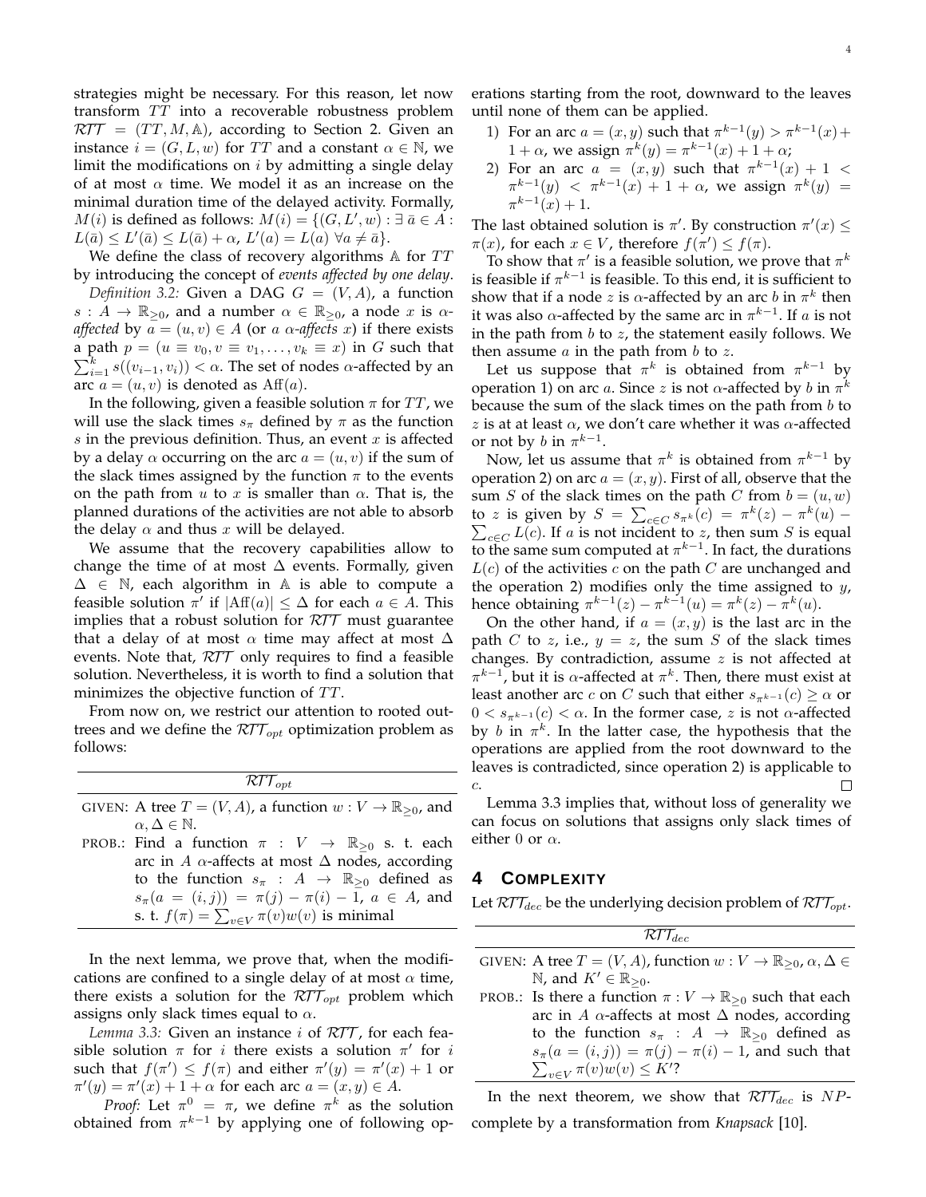strategies might be necessary. For this reason, let now transform $TT$ into a recoverable robustness problem $\mathcal{RTT} = (TT, M, \mathbb{A})$, according to Section 2. Given an instance $i = (G, L, w)$ for $TT$ and a constant $\alpha \in \mathbb{N}$, we limit the modifications on $i$ by admitting a single delay of at most $\alpha$ time. We model it as an increase on the minimal duration time of the delayed activity. Formally, $M(i)$ is defined as follows: $M(i) = \{(G, L', w) : \exists\, \bar{a} \in A : L(\bar{a}) \leq L'(\bar{a}) \leq L(\bar{a}) + \alpha,\ L'(a) = L(a)\ \forall a \neq \bar{a}\}$.

We define the class of recovery algorithms $\mathbb{A}$ for $TT$ by introducing the concept of *events affected by one delay*.

*Definition 3.2:* Given a DAG $G = (V, A)$, a function $s : A \to \mathbb{R}_{\geq 0}$, and a number $\alpha \in \mathbb{R}_{\geq 0}$, a node $x$ is *$\alpha$-affected* by $a = (u, v) \in A$ (or *$a$ $\alpha$-affects* $x$) if there exists a path $p = (u \equiv v_0, v \equiv v_1, \ldots, v_k \equiv x)$ in $G$ such that $\sum_{i=1}^{k} s((v_{i-1}, v_i)) < \alpha$. The set of nodes $\alpha$-affected by an arc $a = (u, v)$ is denoted as $\mathrm{Aff}(a)$.

In the following, given a feasible solution $\pi$ for $TT$, we will use the slack times $s_\pi$ defined by $\pi$ as the function $s$ in the previous definition. Thus, an event $x$ is affected by a delay $\alpha$ occurring on the arc $a = (u, v)$ if the sum of the slack times assigned by the function $\pi$ to the events on the path from $u$ to $x$ is smaller than $\alpha$. That is, the planned durations of the activities are not able to absorb the delay $\alpha$ and thus $x$ will be delayed.

We assume that the recovery capabilities allow to change the time of at most $\Delta$ events. Formally, given $\Delta \in \mathbb{N}$, each algorithm in $\mathbb{A}$ is able to compute a feasible solution $\pi'$ if $|\mathrm{Aff}(a)| \leq \Delta$ for each $a \in A$. This implies that a robust solution for $\mathcal{RTT}$ must guarantee that a delay of at most $\alpha$ time may affect at most $\Delta$ events. Note that, $\mathcal{RTT}$ only requires to find a feasible solution. Nevertheless, it is worth to find a solution that minimizes the objective function of $TT$.

From now on, we restrict our attention to rooted out-trees and we define the $\mathcal{RTT}_{opt}$ optimization problem as follows:

| $\mathcal{RTT}_{opt}$ |
|---|
| GIVEN: A tree $T = (V, A)$, a function $w : V \to \mathbb{R}_{\geq 0}$, and $\alpha, \Delta \in \mathbb{N}$. |
| PROB.: Find a function $\pi : V \to \mathbb{R}_{\geq 0}$ s. t. each arc in $A$ $\alpha$-affects at most $\Delta$ nodes, according to the function $s_\pi : A \to \mathbb{R}_{\geq 0}$ defined as $s_\pi(a = (i, j)) = \pi(j) - \pi(i) - 1$, $a \in A$, and s. t. $f(\pi) = \sum_{v \in V} \pi(v) w(v)$ is minimal |

In the next lemma, we prove that, when the modifications are confined to a single delay of at most $\alpha$ time, there exists a solution for the $\mathcal{RTT}_{opt}$ problem which assigns only slack times equal to $\alpha$.

*Lemma 3.3:* Given an instance $i$ of $\mathcal{RTT}$, for each feasible solution $\pi$ for $i$ there exists a solution $\pi'$ for $i$ such that $f(\pi') \leq f(\pi)$ and either $\pi'(y) = \pi'(x) + 1$ or $\pi'(y) = \pi'(x) + 1 + \alpha$ for each arc $a = (x, y) \in A$.

*Proof:* Let $\pi^0 = \pi$, we define $\pi^k$ as the solution obtained from $\pi^{k-1}$ by applying one of following operations starting from the root, downward to the leaves until none of them can be applied.

1) For an arc $a = (x, y)$ such that $\pi^{k-1}(y) > \pi^{k-1}(x) + 1 + \alpha$, we assign $\pi^k(y) = \pi^{k-1}(x) + 1 + \alpha$;
2) For an arc $a = (x, y)$ such that $\pi^{k-1}(x) + 1 < \pi^{k-1}(y) < \pi^{k-1}(x) + 1 + \alpha$, we assign $\pi^k(y) = \pi^{k-1}(x) + 1$.

The last obtained solution is $\pi'$. By construction $\pi'(x) \leq \pi(x)$, for each $x \in V$, therefore $f(\pi') \leq f(\pi)$.

To show that $\pi'$ is a feasible solution, we prove that $\pi^k$ is feasible if $\pi^{k-1}$ is feasible. To this end, it is sufficient to show that if a node $z$ is $\alpha$-affected by an arc $b$ in $\pi^k$ then it was also $\alpha$-affected by the same arc in $\pi^{k-1}$. If $a$ is not in the path from $b$ to $z$, the statement easily follows. We then assume $a$ in the path from $b$ to $z$.

Let us suppose that $\pi^k$ is obtained from $\pi^{k-1}$ by operation 1) on arc $a$. Since $z$ is not $\alpha$-affected by $b$ in $\pi^k$ because the sum of the slack times on the path from $b$ to $z$ is at at least $\alpha$, we don't care whether it was $\alpha$-affected or not by $b$ in $\pi^{k-1}$.

Now, let us assume that $\pi^k$ is obtained from $\pi^{k-1}$ by operation 2) on arc $a = (x, y)$. First of all, observe that the sum $S$ of the slack times on the path $C$ from $b = (u, w)$ to $z$ is given by $S = \sum_{c \in C} s_{\pi^k}(c) = \pi^k(z) - \pi^k(u) - \sum_{c \in C} L(c)$. If $a$ is not incident to $z$, then sum $S$ is equal to the same sum computed at $\pi^{k-1}$. In fact, the durations $L(c)$ of the activities $c$ on the path $C$ are unchanged and the operation 2) modifies only the time assigned to $y$, hence obtaining $\pi^{k-1}(z) - \pi^{k-1}(u) = \pi^k(z) - \pi^k(u)$.

On the other hand, if $a = (x, y)$ is the last arc in the path $C$ to $z$, i.e., $y = z$, the sum $S$ of the slack times changes. By contradiction, assume $z$ is not affected at $\pi^{k-1}$, but it is $\alpha$-affected at $\pi^k$. Then, there must exist at least another arc $c$ on $C$ such that either $s_{\pi^{k-1}}(c) \geq \alpha$ or $0 < s_{\pi^{k-1}}(c) < \alpha$. In the former case, $z$ is not $\alpha$-affected by $b$ in $\pi^k$. In the latter case, the hypothesis that the operations are applied from the root downward to the leaves is contradicted, since operation 2) is applicable to $c$. □

Lemma 3.3 implies that, without loss of generality we can focus on solutions that assigns only slack times of either 0 or $\alpha$.

## 4 Complexity

Let $\mathcal{RTT}_{dec}$ be the underlying decision problem of $\mathcal{RTT}_{opt}$.

| $\mathcal{RTT}_{dec}$ |
|---|
| GIVEN: A tree $T = (V, A)$, function $w : V \to \mathbb{R}_{\geq 0}, \alpha, \Delta \in \mathbb{N}$, and $K' \in \mathbb{R}_{\geq 0}$. |
| PROB.: Is there a function $\pi : V \to \mathbb{R}_{\geq 0}$ such that each arc in $A$ $\alpha$-affects at most $\Delta$ nodes, according to the function $s_\pi : A \to \mathbb{R}_{\geq 0}$ defined as $s_\pi(a = (i, j)) = \pi(j) - \pi(i) - 1$, and such that $\sum_{v \in V} \pi(v) w(v) \leq K'$? |

In the next theorem, we show that $\mathcal{RTT}_{dec}$ is $NP$-complete by a transformation from *Knapsack* [10].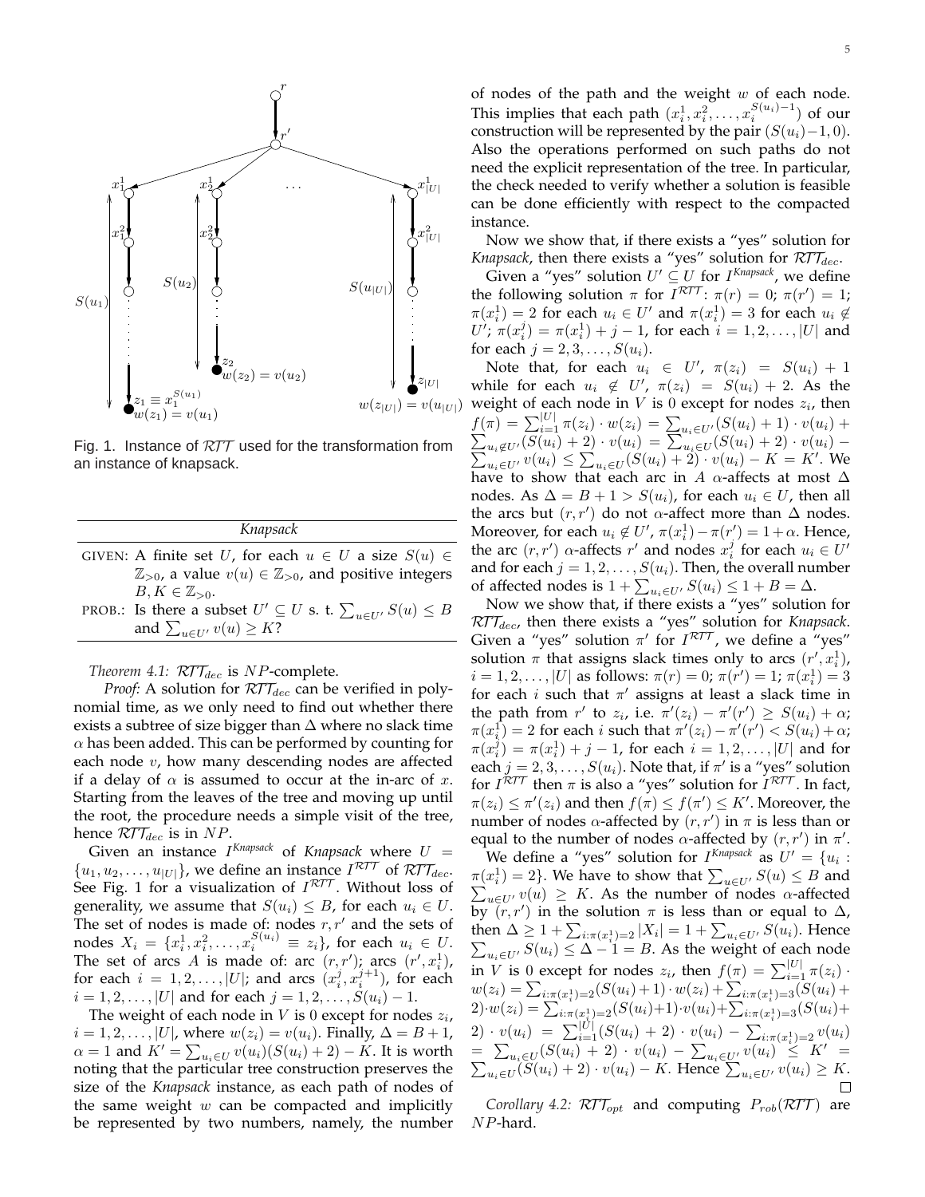Fig. 1. Instance of $\mathcal{RTT}$ used for the transformation from an instance of knapsack.

| *Knapsack* | |
|---|---|
| GIVEN: | A finite set $U$, for each $u \in U$ a size $S(u) \in \mathbb{Z}_{>0}$, a value $v(u) \in \mathbb{Z}_{>0}$, and positive integers $B, K \in \mathbb{Z}_{>0}$. |
| PROB.: | Is there a subset $U' \subseteq U$ s. t. $\sum_{u \in U'} S(u) \leq B$ and $\sum_{u \in U'} v(u) \geq K$? |

*Theorem 4.1:* $\mathcal{RTT}_{dec}$ is $NP$-complete.

*Proof:* A solution for $\mathcal{RTT}_{dec}$ can be verified in polynomial time, as we only need to find out whether there exists a subtree of size bigger than $\Delta$ where no slack time $\alpha$ has been added. This can be performed by counting for each node $v$, how many descending nodes are affected if a delay of $\alpha$ is assumed to occur at the in-arc of $x$. Starting from the leaves of the tree and moving up until the root, the procedure needs a simple visit of the tree, hence $\mathcal{RTT}_{dec}$ is in $NP$.

Given an instance $I^{Knapsack}$ of *Knapsack* where $U = \{u_1, u_2, \ldots, u_{|U|}\}$, we define an instance $I^{\mathcal{RTT}}$ of $\mathcal{RTT}_{dec}$. See Fig. 1 for a visualization of $I^{\mathcal{RTT}}$. Without loss of generality, we assume that $S(u_i) \leq B$, for each $u_i \in U$. The set of nodes is made of: nodes $r, r'$ and the sets of nodes $X_i = \{x_i^1, x_i^2, \ldots, x_i^{S(u_i)} \equiv z_i\}$, for each $u_i \in U$. The set of arcs $A$ is made of: arc $(r, r')$; arcs $(r', x_i^1)$, for each $i = 1, 2, \ldots, |U|$; and arcs $(x_i^j, x_i^{j+1})$, for each $i = 1, 2, \ldots, |U|$ and for each $j = 1, 2, \ldots, S(u_i) - 1$.

The weight of each node in $V$ is 0 except for nodes $z_i$, $i = 1, 2, \ldots, |U|$, where $w(z_i) = v(u_i)$. Finally, $\Delta = B + 1$, $\alpha = 1$ and $K' = \sum_{u_i \in U} v(u_i)(S(u_i) + 2) - K$. It is worth noting that the particular tree construction preserves the size of the *Knapsack* instance, as each path of nodes of the same weight $w$ can be compacted and implicitly be represented by two numbers, namely, the number of nodes of the path and the weight $w$ of each node. This implies that each path $(x_i^1, x_i^2, \ldots, x_i^{S(u_i)-1})$ of our construction will be represented by the pair $(S(u_i)-1, 0)$. Also the operations performed on such paths do not need the explicit representation of the tree. In particular, the check needed to verify whether a solution is feasible can be done efficiently with respect to the compacted instance.

Now we show that, if there exists a "yes" solution for *Knapsack*, then there exists a "yes" solution for $\mathcal{RTT}_{dec}$.

Given a "yes" solution $U' \subseteq U$ for $I^{Knapsack}$, we define the following solution $\pi$ for $I^{\mathcal{RTT}}$: $\pi(r) = 0$; $\pi(r') = 1$; $\pi(x_i^1) = 2$ for each $u_i \in U'$ and $\pi(x_i^1) = 3$ for each $u_i \notin U'$; $\pi(x_i^j) = \pi(x_i^1) + j - 1$, for each $i = 1, 2, \ldots, |U|$ and for each $j = 2, 3, \ldots, S(u_i)$.

Note that, for each $u_i \in U'$, $\pi(z_i) = S(u_i) + 1$ while for each $u_i \notin U'$, $\pi(z_i) = S(u_i) + 2$. As the weight of each node in $V$ is 0 except for nodes $z_i$, then $f(\pi) = \sum_{i=1}^{|U|} \pi(z_i) \cdot w(z_i) = \sum_{u_i \in U'} (S(u_i) + 1) \cdot v(u_i) + \sum_{u_i \notin U'} (S(u_i) + 2) \cdot v(u_i) = \sum_{u_i \in U} (S(u_i) + 2) \cdot v(u_i) - \sum_{u_i \in U'} v(u_i) \leq \sum_{u_i \in U} (S(u_i) + 2) \cdot v(u_i) - K = K'$. We have to show that each arc in $A$ $\alpha$-affects at most $\Delta$ nodes. As $\Delta = B + 1 > S(u_i)$, for each $u_i \in U$, then all the arcs but $(r, r')$ do not $\alpha$-affect more than $\Delta$ nodes. Moreover, for each $u_i \notin U'$, $\pi(x_i^1) - \pi(r') = 1 + \alpha$. Hence, the arc $(r, r')$ $\alpha$-affects $r'$ and nodes $x_i^j$ for each $u_i \in U'$ and for each $j = 1, 2, \ldots, S(u_i)$. Then, the overall number of affected nodes is $1 + \sum_{u_i \in U'} S(u_i) \leq 1 + B = \Delta$.

Now we show that, if there exists a "yes" solution for $\mathcal{RTT}_{dec}$, then there exists a "yes" solution for *Knapsack*. Given a "yes" solution $\pi'$ for $I^{\mathcal{RTT}}$, we define a "yes" solution $\pi$ that assigns slack times only to arcs $(r', x_i^1)$, $i = 1, 2, \ldots, |U|$ as follows: $\pi(r) = 0$; $\pi(r') = 1$; $\pi(x_i^1) = 3$ for each $i$ such that $\pi'$ assigns at least a slack time in the path from $r'$ to $z_i$, i.e. $\pi'(z_i) - \pi'(r') \geq S(u_i) + \alpha$; $\pi(x_i^1) = 2$ for each $i$ such that $\pi'(z_i) - \pi'(r') < S(u_i) + \alpha$; $\pi(x_i^j) = \pi(x_i^1) + j - 1$, for each $i = 1, 2, \ldots, |U|$ and for each $j = 2, 3, \ldots, S(u_i)$. Note that, if $\pi'$ is a "yes" solution for $I^{\mathcal{RTT}}$ then $\pi$ is also a "yes" solution for $I^{\mathcal{RTT}}$. In fact, $\pi(z_i) \leq \pi'(z_i)$ and then $f(\pi) \leq f(\pi') \leq K'$. Moreover, the number of nodes $\alpha$-affected by $(r, r')$ in $\pi$ is less than or equal to the number of nodes $\alpha$-affected by $(r, r')$ in $\pi'$.

We define a "yes" solution for $I^{Knapsack}$ as $U' = \{u_i : \pi(x_i^1) = 2\}$. We have to show that $\sum_{u \in U'} S(u) \leq B$ and $\sum_{u \in U'} v(u) \geq K$. As the number of nodes $\alpha$-affected by $(r, r')$ in the solution $\pi$ is less than or equal to $\Delta$, then $\Delta \geq 1 + \sum_{i: \pi(x_i^1) = 2} |X_i| = 1 + \sum_{u_i \in U'} S(u_i)$. Hence $\sum_{u_i \in U'} S(u_i) \leq \Delta - 1 = B$. As the weight of each node in $V$ is 0 except for nodes $z_i$, then $f(\pi) = \sum_{i=1}^{|U|} \pi(z_i) \cdot w(z_i) = \sum_{i: \pi(x_i^1) = 2} (S(u_i) + 1) \cdot w(z_i) + \sum_{i: \pi(x_i^1) = 3} (S(u_i) + 2) \cdot w(z_i) = \sum_{i: \pi(x_i^1) = 2} (S(u_i) + 1) \cdot v(u_i) + \sum_{i: \pi(x_i^1) = 3} (S(u_i) + 2) \cdot v(u_i) = \sum_{i=1}^{|U|} (S(u_i) + 2) \cdot v(u_i) - \sum_{i: \pi(x_i^1) = 2} v(u_i) = \sum_{u_i \in U} (S(u_i) + 2) \cdot v(u_i) - \sum_{u_i \in U'} v(u_i) \leq K' = \sum_{u_i \in U} (S(u_i) + 2) \cdot v(u_i) - K$. Hence $\sum_{u_i \in U'} v(u_i) \geq K$. ∎

*Corollary 4.2:* $\mathcal{RTT}_{opt}$ and computing $P_{rob}(\mathcal{RTT})$ are $NP$-hard.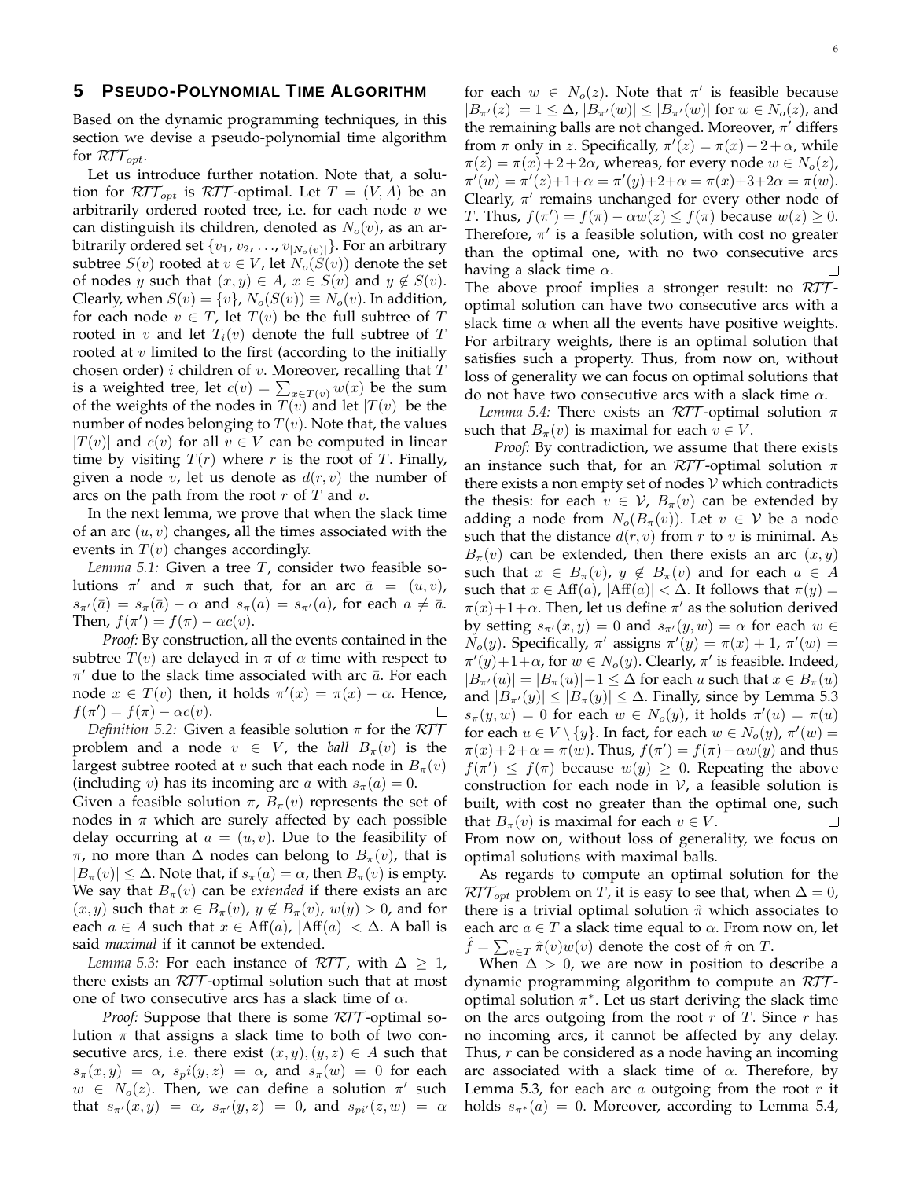## 5 Pseudo-Polynomial Time Algorithm

Based on the dynamic programming techniques, in this section we devise a pseudo-polynomial time algorithm for $\mathcal{RTT}_{opt}$.

Let us introduce further notation. Note that, a solution for $\mathcal{RTT}_{opt}$ is $\mathcal{RTT}$-optimal. Let $T = (V, A)$ be an arbitrarily ordered rooted tree, i.e. for each node $v$ we can distinguish its children, denoted as $N_o(v)$, as an arbitrarily ordered set $\{v_1, v_2, \ldots, v_{|N_o(v)|}\}$. For an arbitrary subtree $S(v)$ rooted at $v \in V$, let $N_o(S(v))$ denote the set of nodes $y$ such that $(x, y) \in A$, $x \in S(v)$ and $y \notin S(v)$. Clearly, when $S(v) = \{v\}$, $N_o(S(v)) \equiv N_o(v)$. In addition, for each node $v \in T$, let $T(v)$ be the full subtree of $T$ rooted in $v$ and let $T_i(v)$ denote the full subtree of $T$ rooted at $v$ limited to the first (according to the initially chosen order) $i$ children of $v$. Moreover, recalling that $T$ is a weighted tree, let $c(v) = \sum_{x \in T(v)} w(x)$ be the sum of the weights of the nodes in $T(v)$ and let $|T(v)|$ be the number of nodes belonging to $T(v)$. Note that, the values $|T(v)|$ and $c(v)$ for all $v \in V$ can be computed in linear time by visiting $T(r)$ where $r$ is the root of $T$. Finally, given a node $v$, let us denote as $d(r, v)$ the number of arcs on the path from the root $r$ of $T$ and $v$.

In the next lemma, we prove that when the slack time of an arc $(u, v)$ changes, all the times associated with the events in $T(v)$ changes accordingly.

*Lemma 5.1:* Given a tree $T$, consider two feasible solutions $\pi'$ and $\pi$ such that, for an arc $\bar{a} = (u, v)$, $s_{\pi'}(\bar{a}) = s_\pi(\bar{a}) - \alpha$ and $s_\pi(a) = s_{\pi'}(a)$, for each $a \neq \bar{a}$. Then, $f(\pi') = f(\pi) - \alpha c(v)$.

*Proof:* By construction, all the events contained in the subtree $T(v)$ are delayed in $\pi$ of $\alpha$ time with respect to $\pi'$ due to the slack time associated with arc $\bar{a}$. For each node $x \in T(v)$ then, it holds $\pi'(x) = \pi(x) - \alpha$. Hence, $f(\pi') = f(\pi) - \alpha c(v)$. □

*Definition 5.2:* Given a feasible solution $\pi$ for the $\mathcal{RTT}$ problem and a node $v \in V$, the *ball* $B_\pi(v)$ is the largest subtree rooted at $v$ such that each node in $B_\pi(v)$ (including $v$) has its incoming arc $a$ with $s_\pi(a) = 0$.

Given a feasible solution $\pi$, $B_\pi(v)$ represents the set of nodes in $\pi$ which are surely affected by each possible delay occurring at $a = (u, v)$. Due to the feasibility of $\pi$, no more than $\Delta$ nodes can belong to $B_\pi(v)$, that is $|B_\pi(v)| \leq \Delta$. Note that, if $s_\pi(a) = \alpha$, then $B_\pi(v)$ is empty. We say that $B_\pi(v)$ can be *extended* if there exists an arc $(x, y)$ such that $x \in B_\pi(v)$, $y \notin B_\pi(v)$, $w(y) > 0$, and for each $a \in A$ such that $x \in \text{Aff}(a)$, $|\text{Aff}(a)| < \Delta$. A ball is said *maximal* if it cannot be extended.

*Lemma 5.3:* For each instance of $\mathcal{RTT}$, with $\Delta \geq 1$, there exists an $\mathcal{RTT}$-optimal solution such that at most one of two consecutive arcs has a slack time of $\alpha$.

*Proof:* Suppose that there is some $\mathcal{RTT}$-optimal solution $\pi$ that assigns a slack time to both of two consecutive arcs, i.e. there exist $(x, y), (y, z) \in A$ such that $s_\pi(x, y) = \alpha$, $s_pi(y, z) = \alpha$, and $s_\pi(w) = 0$ for each $w \in N_o(z)$. Then, we can define a solution $\pi'$ such that $s_{\pi'}(x, y) = \alpha$, $s_{\pi'}(y, z) = 0$, and $s_{pi'}(z, w) = \alpha$ for each $w \in N_o(z)$. Note that $\pi'$ is feasible because $|B_{\pi'}(z)| = 1 \leq \Delta$, $|B_{\pi'}(w)| \leq |B_{\pi'}(w)|$ for $w \in N_o(z)$, and the remaining balls are not changed. Moreover, $\pi'$ differs from $\pi$ only in $z$. Specifically, $\pi'(z) = \pi(x) + 2 + \alpha$, while $\pi(z) = \pi(x) + 2 + 2\alpha$, whereas, for every node $w \in N_o(z)$, $\pi'(w) = \pi'(z) + 1 + \alpha = \pi'(y) + 2 + \alpha = \pi(x) + 3 + 2\alpha = \pi(w)$. Clearly, $\pi'$ remains unchanged for every other node of $T$. Thus, $f(\pi') = f(\pi) - \alpha w(z) \leq f(\pi)$ because $w(z) \geq 0$. Therefore, $\pi'$ is a feasible solution, with cost no greater than the optimal one, with no two consecutive arcs having a slack time $\alpha$. □

The above proof implies a stronger result: no $\mathcal{RTT}$-optimal solution can have two consecutive arcs with a slack time $\alpha$ when all the events have positive weights. For arbitrary weights, there is an optimal solution that satisfies such a property. Thus, from now on, without loss of generality we can focus on optimal solutions that do not have two consecutive arcs with a slack time $\alpha$.

*Lemma 5.4:* There exists an $\mathcal{RTT}$-optimal solution $\pi$ such that $B_\pi(v)$ is maximal for each $v \in V$.

*Proof:* By contradiction, we assume that there exists an instance such that, for an $\mathcal{RTT}$-optimal solution $\pi$ there exists a non empty set of nodes $\mathcal{V}$ which contradicts the thesis: for each $v \in \mathcal{V}$, $B_\pi(v)$ can be extended by adding a node from $N_o(B_\pi(v))$. Let $v \in \mathcal{V}$ be a node such that the distance $d(r, v)$ from $r$ to $v$ is minimal. As $B_\pi(v)$ can be extended, then there exists an arc $(x, y)$ such that $x \in B_\pi(v)$, $y \notin B_\pi(v)$ and for each $a \in A$ such that $x \in \text{Aff}(a)$, $|\text{Aff}(a)| < \Delta$. It follows that $\pi(y) = \pi(x) + 1 + \alpha$. Then, let us define $\pi'$ as the solution derived by setting $s_{\pi'}(x, y) = 0$ and $s_{\pi'}(y, w) = \alpha$ for each $w \in N_o(y)$. Specifically, $\pi'$ assigns $\pi'(y) = \pi(x) + 1$, $\pi'(w) = \pi'(y) + 1 + \alpha$, for $w \in N_o(y)$. Clearly, $\pi'$ is feasible. Indeed, $|B_{\pi'}(u)| = |B_\pi(u)| + 1 \leq \Delta$ for each $u$ such that $x \in B_\pi(u)$ and $|B_{\pi'}(y)| \leq |B_\pi(y)| \leq \Delta$. Finally, since by Lemma 5.3 $s_\pi(y, w) = 0$ for each $w \in N_o(y)$, it holds $\pi'(u) = \pi(u)$ for each $u \in V \setminus \{y\}$. In fact, for each $w \in N_o(y)$, $\pi'(w) = \pi(x) + 2 + \alpha = \pi(w)$. Thus, $f(\pi') = f(\pi) - \alpha w(y)$ and thus $f(\pi') \leq f(\pi)$ because $w(y) \geq 0$. Repeating the above construction for each node in $\mathcal{V}$, a feasible solution is built, with cost no greater than the optimal one, such that $B_\pi(v)$ is maximal for each $v \in V$. □

From now on, without loss of generality, we focus on optimal solutions with maximal balls.

As regards to compute an optimal solution for the $\mathcal{RTT}_{opt}$ problem on $T$, it is easy to see that, when $\Delta = 0$, there is a trivial optimal solution $\hat{\pi}$ which associates to each arc $a \in T$ a slack time equal to $\alpha$. From now on, let $\hat{f} = \sum_{v \in T} \hat{\pi}(v) w(v)$ denote the cost of $\hat{\pi}$ on $T$.

When $\Delta > 0$, we are now in position to describe a dynamic programming algorithm to compute an $\mathcal{RTT}$-optimal solution $\pi^*$. Let us start deriving the slack time on the arcs outgoing from the root $r$ of $T$. Since $r$ has no incoming arcs, it cannot be affected by any delay. Thus, $r$ can be considered as a node having an incoming arc associated with a slack time of $\alpha$. Therefore, by Lemma 5.3, for each arc $a$ outgoing from the root $r$ it holds $s_{\pi^*}(a) = 0$. Moreover, according to Lemma 5.4,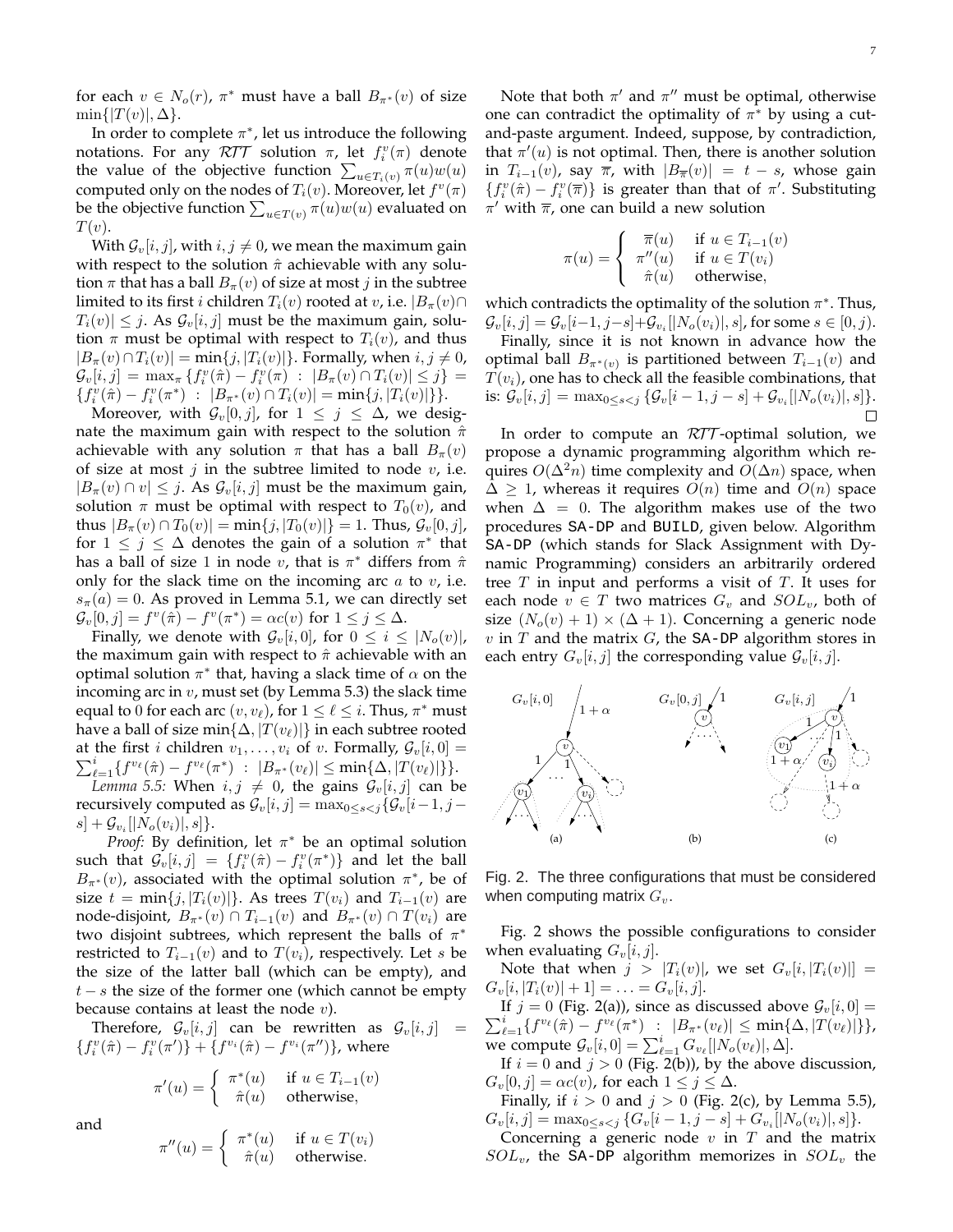for each $v \in N_o(r)$, $\pi^*$ must have a ball $B_{\pi^*}(v)$ of size $\min\{|T(v)|, \Delta\}$.

In order to complete $\pi^*$, let us introduce the following notations. For any $\mathcal{RTT}$ solution $\pi$, let $f_i^v(\pi)$ denote the value of the objective function $\sum_{u \in T_i(v)} \pi(u)w(u)$ computed only on the nodes of $T_i(v)$. Moreover, let $f^v(\pi)$ be the objective function $\sum_{u \in T(v)} \pi(u)w(u)$ evaluated on $T(v)$.

With $\mathcal{G}_v[i,j]$, with $i, j \neq 0$, we mean the maximum gain with respect to the solution $\hat{\pi}$ achievable with any solution $\pi$ that has a ball $B_\pi(v)$ of size at most $j$ in the subtree limited to its first $i$ children $T_i(v)$ rooted at $v$, i.e. $|B_\pi(v) \cap T_i(v)| \leq j$. As $\mathcal{G}_v[i,j]$ must be the maximum gain, solution $\pi$ must be optimal with respect to $T_i(v)$, and thus $|B_\pi(v) \cap T_i(v)| = \min\{j, |T_i(v)|\}$. Formally, when $i, j \neq 0$, $\mathcal{G}_v[i,j] = \max_\pi \{f_i^v(\hat{\pi}) - f_i^v(\pi) \ : \ |B_\pi(v) \cap T_i(v)| \leq j\} = \{f_i^v(\hat{\pi}) - f_i^v(\pi^*) \ : \ |B_{\pi^*}(v) \cap T_i(v)| = \min\{j, |T_i(v)|\}\}$.

Moreover, with $\mathcal{G}_v[0,j]$, for $1 \leq j \leq \Delta$, we designate the maximum gain with respect to the solution $\hat{\pi}$ achievable with any solution $\pi$ that has a ball $B_\pi(v)$ of size at most $j$ in the subtree limited to node $v$, i.e. $|B_\pi(v) \cap v| \leq j$. As $\mathcal{G}_v[i,j]$ must be the maximum gain, solution $\pi$ must be optimal with respect to $T_0(v)$, and thus $|B_\pi(v) \cap T_0(v)| = \min\{j, |T_0(v)|\} = 1$. Thus, $\mathcal{G}_v[0,j]$, for $1 \leq j \leq \Delta$ denotes the gain of a solution $\pi^*$ that has a ball of size 1 in node $v$, that is $\pi^*$ differs from $\hat{\pi}$ only for the slack time on the incoming arc $a$ to $v$, i.e. $s_\pi(a) = 0$. As proved in Lemma 5.1, we can directly set $\mathcal{G}_v[0,j] = f^v(\hat{\pi}) - f^v(\pi^*) = \alpha c(v)$ for $1 \leq j \leq \Delta$.

Finally, we denote with $\mathcal{G}_v[i,0]$, for $0 \leq i \leq |N_o(v)|$, the maximum gain with respect to $\hat{\pi}$ achievable with an optimal solution $\pi^*$ that, having a slack time of $\alpha$ on the incoming arc in $v$, must set (by Lemma 5.3) the slack time equal to 0 for each arc $(v, v_\ell)$, for $1 \leq \ell \leq i$. Thus, $\pi^*$ must have a ball of size $\min\{\Delta, |T(v_\ell)|\}$ in each subtree rooted at the first $i$ children $v_1, \ldots, v_i$ of $v$. Formally, $\mathcal{G}_v[i,0] = \sum_{\ell=1}^{i} \{f^{v_\ell}(\hat{\pi}) - f^{v_\ell}(\pi^*) \ : \ |B_{\pi^*}(v_\ell)| \leq \min\{\Delta, |T(v_\ell)|\}\}$.

*Lemma 5.5:* When $i, j \neq 0$, the gains $\mathcal{G}_v[i,j]$ can be recursively computed as $\mathcal{G}_v[i,j] = \max_{0 \leq s < j}\{\mathcal{G}_v[i-1, j-s] + \mathcal{G}_{v_i}[|N_o(v_i)|, s]\}$.

*Proof:* By definition, let $\pi^*$ be an optimal solution such that $\mathcal{G}_v[i,j] = \{f_i^v(\hat{\pi}) - f_i^v(\pi^*)\}$ and let the ball $B_{\pi^*}(v)$, associated with the optimal solution $\pi^*$, be of size $t = \min\{j, |T_i(v)|\}$. As trees $T(v_i)$ and $T_{i-1}(v)$ are node-disjoint, $B_{\pi^*}(v) \cap T_{i-1}(v)$ and $B_{\pi^*}(v) \cap T(v_i)$ are two disjoint subtrees, which represent the balls of $\pi^*$ restricted to $T_{i-1}(v)$ and to $T(v_i)$, respectively. Let $s$ be the size of the latter ball (which can be empty), and $t-s$ the size of the former one (which cannot be empty because contains at least the node $v$).

Therefore, $\mathcal{G}_v[i,j]$ can be rewritten as $\mathcal{G}_v[i,j] = \{f_i^v(\hat{\pi}) - f_i^v(\pi')\} + \{f^{v_i}(\hat{\pi}) - f^{v_i}(\pi'')\}$, where

$$\pi'(u) = \begin{cases} \pi^*(u) & \text{if } u \in T_{i-1}(v) \\ \hat{\pi}(u) & \text{otherwise,} \end{cases}$$

and

$$\pi''(u) = \begin{cases} \pi^*(u) & \text{if } u \in T(v_i) \\ \hat{\pi}(u) & \text{otherwise.} \end{cases}$$

Note that both $\pi'$ and $\pi''$ must be optimal, otherwise one can contradict the optimality of $\pi^*$ by using a cut-and-paste argument. Indeed, suppose, by contradiction, that $\pi'(u)$ is not optimal. Then, there is another solution in $T_{i-1}(v)$, say $\overline{\pi}$, with $|B_{\overline{\pi}}(v)| = t - s$, whose gain $\{f_i^v(\hat{\pi}) - f_i^v(\overline{\pi})\}$ is greater than that of $\pi'$. Substituting $\pi'$ with $\overline{\pi}$, one can build a new solution

$$\pi(u) = \begin{cases} \overline{\pi}(u) & \text{if } u \in T_{i-1}(v) \\ \pi''(u) & \text{if } u \in T(v_i) \\ \hat{\pi}(u) & \text{otherwise,} \end{cases}$$

which contradicts the optimality of the solution $\pi^*$. Thus, $\mathcal{G}_v[i,j] = \mathcal{G}_v[i-1, j-s] + \mathcal{G}_{v_i}[|N_o(v_i)|, s]$, for some $s \in [0, j)$.

Finally, since it is not known in advance how the optimal ball $B_{\pi^*(v)}$ is partitioned between $T_{i-1}(v)$ and $T(v_i)$, one has to check all the feasible combinations, that is: $\mathcal{G}_v[i,j] = \max_{0 \leq s < j}\{\mathcal{G}_v[i-1, j-s] + \mathcal{G}_{v_i}[|N_o(v_i)|, s]\}$. □

In order to compute an $\mathcal{RTT}$-optimal solution, we propose a dynamic programming algorithm which requires $O(\Delta^2 n)$ time complexity and $O(\Delta n)$ space, when $\Delta \geq 1$, whereas it requires $O(n)$ time and $O(n)$ space when $\Delta = 0$. The algorithm makes use of the two procedures `SA-DP` and `BUILD`, given below. Algorithm `SA-DP` (which stands for Slack Assignment with Dynamic Programming) considers an arbitrarily ordered tree $T$ in input and performs a visit of $T$. It uses for each node $v \in T$ two matrices $G_v$ and $SOL_v$, both of size $(N_o(v)+1) \times (\Delta + 1)$. Concerning a generic node $v$ in $T$ and the matrix $G$, the `SA-DP` algorithm stores in each entry $G_v[i,j]$ the corresponding value $\mathcal{G}_v[i,j]$.

Fig. 2. The three configurations that must be considered when computing matrix $G_v$.

Fig. 2 shows the possible configurations to consider when evaluating $G_v[i,j]$.

Note that when $j > |T_i(v)|$, we set $G_v[i, |T_i(v)|] = G_v[i, |T_i(v)|+1] = \ldots = G_v[i,j]$.

If $j = 0$ (Fig. 2(a)), since as discussed above $\mathcal{G}_v[i,0] = \sum_{\ell=1}^{i}\{f^{v_\ell}(\hat{\pi}) - f^{v_\ell}(\pi^*) \ : \ |B_{\pi^*}(v_\ell)| \leq \min\{\Delta, |T(v_\ell)|\}\}$, we compute $G_v[i,0] = \sum_{\ell=1}^{i} G_{v_\ell}[|N_o(v_\ell)|, \Delta]$.

If $i = 0$ and $j > 0$ (Fig. 2(b)), by the above discussion, $G_v[0,j] = \alpha c(v)$, for each $1 \leq j \leq \Delta$.

Finally, if $i > 0$ and $j > 0$ (Fig. 2(c), by Lemma 5.5), $G_v[i,j] = \max_{0 \leq s < j}\{G_v[i-1, j-s] + G_{v_i}[|N_o(v_i)|, s]\}$.

Concerning a generic node $v$ in $T$ and the matrix $SOL_v$, the `SA-DP` algorithm memorizes in $SOL_v$ the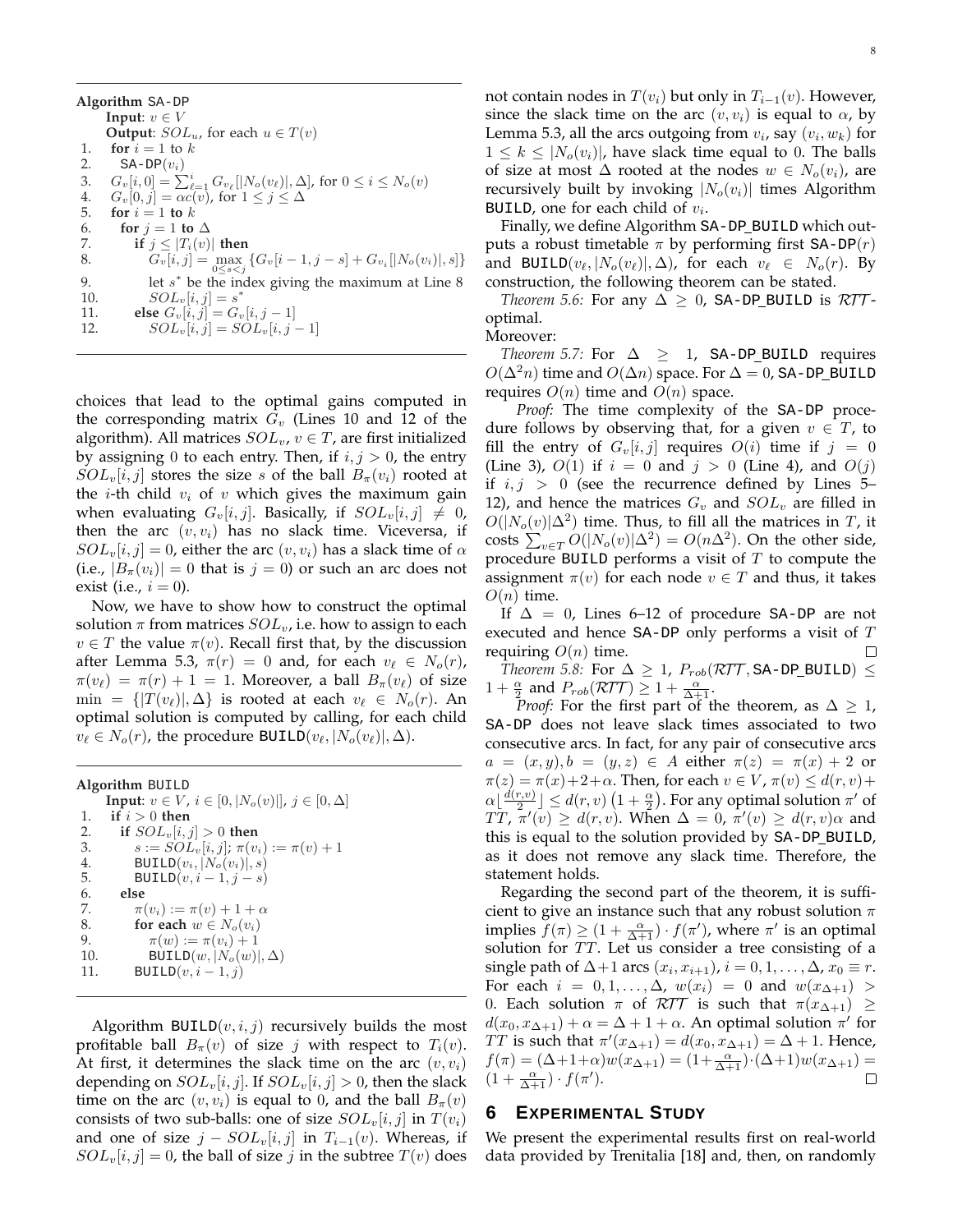**Algorithm** SA-DP

**Input**: $v \in V$

**Output**: $SOL_u$, for each $u \in T(v)$

```
1.  for i = 1 to k
2.    SA-DP(v_i)
3.  G_v[i,0] = Σ_{ℓ=1}^{i} G_{v_ℓ}[|N_o(v_ℓ)|, Δ], for 0 ≤ i ≤ N_o(v)
4.  G_v[0,j] = αc(v), for 1 ≤ j ≤ Δ
5.  for i = 1 to k
6.    for j = 1 to Δ
7.      if j ≤ |T_i(v)| then
8.        G_v[i,j] = max_{0≤s<j} {G_v[i−1, j−s] + G_{v_i}[|N_o(v_i)|, s]}
9.        let s* be the index giving the maximum at Line 8
10.       SOL_v[i,j] = s*
11.     else G_v[i,j] = G_v[i, j−1]
12.       SOL_v[i,j] = SOL_v[i, j−1]
```

choices that lead to the optimal gains computed in the corresponding matrix $G_v$ (Lines 10 and 12 of the algorithm). All matrices $SOL_v$, $v \in T$, are first initialized by assigning 0 to each entry. Then, if $i, j > 0$, the entry $SOL_v[i,j]$ stores the size $s$ of the ball $B_\pi(v_i)$ rooted at the $i$-th child $v_i$ of $v$ which gives the maximum gain when evaluating $G_v[i,j]$. Basically, if $SOL_v[i,j] \neq 0$, then the arc $(v, v_i)$ has no slack time. Viceversa, if $SOL_v[i,j] = 0$, either the arc $(v, v_i)$ has a slack time of $\alpha$ (i.e., $|B_\pi(v_i)| = 0$ that is $j = 0$) or such an arc does not exist (i.e., $i = 0$).

Now, we have to show how to construct the optimal solution $\pi$ from matrices $SOL_v$, i.e. how to assign to each $v \in T$ the value $\pi(v)$. Recall first that, by the discussion after Lemma 5.3, $\pi(r) = 0$ and, for each $v_\ell \in N_o(r)$, $\pi(v_\ell) = \pi(r) + 1 = 1$. Moreover, a ball $B_\pi(v_\ell)$ of size $\min = \{|T(v_\ell)|, \Delta\}$ is rooted at each $v_\ell \in N_o(r)$. An optimal solution is computed by calling, for each child $v_\ell \in N_o(r)$, the procedure BUILD$(v_\ell, |N_o(v_\ell)|, \Delta)$.

**Algorithm** BUILD

**Input**: $v \in V$, $i \in [0, |N_o(v)|]$, $j \in [0, \Delta]$

```
1.  if i > 0 then
2.    if SOL_v[i,j] > 0 then
3.      s := SOL_v[i,j]; π(v_i) := π(v) + 1
4.      BUILD(v_i, |N_o(v_i)|, s)
5.      BUILD(v, i − 1, j − s)
6.    else
7.      π(v_i) := π(v) + 1 + α
8.      for each w ∈ N_o(v_i)
9.        π(w) := π(v_i) + 1
10.       BUILD(w, |N_o(w)|, Δ)
11.     BUILD(v, i − 1, j)
```

Algorithm BUILD$(v, i, j)$ recursively builds the most profitable ball $B_\pi(v)$ of size $j$ with respect to $T_i(v)$. At first, it determines the slack time on the arc $(v, v_i)$ depending on $SOL_v[i,j]$. If $SOL_v[i,j] > 0$, then the slack time on the arc $(v, v_i)$ is equal to 0, and the ball $B_\pi(v)$ consists of two sub-balls: one of size $SOL_v[i,j]$ in $T(v_i)$ and one of size $j - SOL_v[i,j]$ in $T_{i-1}(v)$. Whereas, if $SOL_v[i,j] = 0$, the ball of size $j$ in the subtree $T(v)$ does not contain nodes in $T(v_i)$ but only in $T_{i-1}(v)$. However, since the slack time on the arc $(v, v_i)$ is equal to $\alpha$, by Lemma 5.3, all the arcs outgoing from $v_i$, say $(v_i, w_k)$ for $1 \leq k \leq |N_o(v_i)|$, have slack time equal to 0. The balls of size at most $\Delta$ rooted at the nodes $w \in N_o(v_i)$, are recursively built by invoking $|N_o(v_i)|$ times Algorithm BUILD, one for each child of $v_i$.

Finally, we define Algorithm SA-DP_BUILD which outputs a robust timetable $\pi$ by performing first SA-DP$(r)$ and BUILD$(v_\ell, |N_o(v_\ell)|, \Delta)$, for each $v_\ell \in N_o(r)$. By construction, the following theorem can be stated.

*Theorem 5.6:* For any $\Delta \geq 0$, SA-DP_BUILD is $\mathcal{RTT}$-optimal.

Moreover:

*Theorem 5.7:* For $\Delta \geq 1$, SA-DP_BUILD requires $O(\Delta^2 n)$ time and $O(\Delta n)$ space. For $\Delta = 0$, SA-DP_BUILD requires $O(n)$ time and $O(n)$ space.

*Proof:* The time complexity of the SA-DP procedure follows by observing that, for a given $v \in T$, to fill the entry of $G_v[i,j]$ requires $O(i)$ time if $j = 0$ (Line 3), $O(1)$ if $i = 0$ and $j > 0$ (Line 4), and $O(j)$ if $i, j > 0$ (see the recurrence defined by Lines 5–12), and hence the matrices $G_v$ and $SOL_v$ are filled in $O(|N_o(v)|\Delta^2)$ time. Thus, to fill all the matrices in $T$, it costs $\sum_{v \in T} O(|N_o(v)|\Delta^2) = O(n\Delta^2)$. On the other side, procedure BUILD performs a visit of $T$ to compute the assignment $\pi(v)$ for each node $v \in T$ and thus, it takes $O(n)$ time.

If $\Delta = 0$, Lines 6–12 of procedure SA-DP are not executed and hence SA-DP only performs a visit of $T$ requiring $O(n)$ time. $\square$

*Theorem 5.8:* For $\Delta \geq 1$, $P_{rob}(\mathcal{RTT}, \text{SA-DP\_BUILD}) \leq 1 + \frac{\alpha}{2}$ and $P_{rob}(\mathcal{RTT}) \geq 1 + \frac{\alpha}{\Delta+1}$.

*Proof:* For the first part of the theorem, as $\Delta \geq 1$, SA-DP does not leave slack times associated to two consecutive arcs. In fact, for any pair of consecutive arcs $a = (x, y), b = (y, z) \in A$ either $\pi(z) = \pi(x) + 2$ or $\pi(z) = \pi(x) + 2 + \alpha$. Then, for each $v \in V$, $\pi(v) \leq d(r, v) + \alpha \lfloor \frac{d(r,v)}{2} \rfloor \leq d(r, v)\left(1 + \frac{\alpha}{2}\right)$. For any optimal solution $\pi'$ of $TT$, $\pi'(v) \geq d(r, v)$. When $\Delta = 0$, $\pi'(v) \geq d(r, v)\alpha$ and this is equal to the solution provided by SA-DP_BUILD, as it does not remove any slack time. Therefore, the statement holds.

Regarding the second part of the theorem, it is sufficient to give an instance such that any robust solution $\pi$ implies $f(\pi) \geq (1 + \frac{\alpha}{\Delta+1}) \cdot f(\pi')$, where $\pi'$ is an optimal solution for $TT$. Let us consider a tree consisting of a single path of $\Delta+1$ arcs $(x_i, x_{i+1})$, $i = 0, 1, \ldots, \Delta$, $x_0 \equiv r$. For each $i = 0, 1, \ldots, \Delta$, $w(x_i) = 0$ and $w(x_{\Delta+1}) > 0$. Each solution $\pi$ of $\mathcal{RTT}$ is such that $\pi(x_{\Delta+1}) \geq d(x_0, x_{\Delta+1}) + \alpha = \Delta + 1 + \alpha$. An optimal solution $\pi'$ for $TT$ is such that $\pi'(x_{\Delta+1}) = d(x_0, x_{\Delta+1}) = \Delta + 1$. Hence, $f(\pi) = (\Delta+1+\alpha)w(x_{\Delta+1}) = (1+\frac{\alpha}{\Delta+1}) \cdot (\Delta+1)w(x_{\Delta+1}) = (1 + \frac{\alpha}{\Delta+1}) \cdot f(\pi')$. $\square$

## 6 Experimental Study

We present the experimental results first on real-world data provided by Trenitalia [18] and, then, on randomly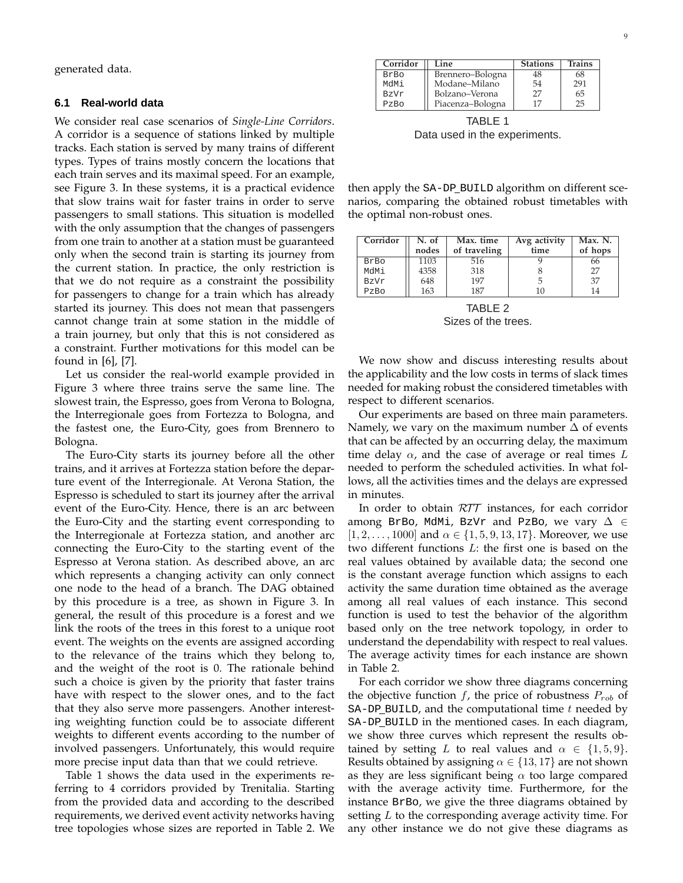generated data.

### 6.1 Real-world data

We consider real case scenarios of *Single-Line Corridors*. A corridor is a sequence of stations linked by multiple tracks. Each station is served by many trains of different types. Types of trains mostly concern the locations that each train serves and its maximal speed. For an example, see Figure 3. In these systems, it is a practical evidence that slow trains wait for faster trains in order to serve passengers to small stations. This situation is modelled with the only assumption that the changes of passengers from one train to another at a station must be guaranteed only when the second train is starting its journey from the current station. In practice, the only restriction is that we do not require as a constraint the possibility for passengers to change for a train which has already started its journey. This does not mean that passengers cannot change train at some station in the middle of a train journey, but only that this is not considered as a constraint. Further motivations for this model can be found in [6], [7].

Let us consider the real-world example provided in Figure 3 where three trains serve the same line. The slowest train, the Espresso, goes from Verona to Bologna, the Interregionale goes from Fortezza to Bologna, and the fastest one, the Euro-City, goes from Brennero to Bologna.

The Euro-City starts its journey before all the other trains, and it arrives at Fortezza station before the departure event of the Interregionale. At Verona Station, the Espresso is scheduled to start its journey after the arrival event of the Euro-City. Hence, there is an arc between the Euro-City and the starting event corresponding to the Interregionale at Fortezza station, and another arc connecting the Euro-City to the starting event of the Espresso at Verona station. As described above, an arc which represents a changing activity can only connect one node to the head of a branch. The DAG obtained by this procedure is a tree, as shown in Figure 3. In general, the result of this procedure is a forest and we link the roots of the trees in this forest to a unique root event. The weights on the events are assigned according to the relevance of the trains which they belong to, and the weight of the root is 0. The rationale behind such a choice is given by the priority that faster trains have with respect to the slower ones, and to the fact that they also serve more passengers. Another interesting weighting function could be to associate different weights to different events according to the number of involved passengers. Unfortunately, this would require more precise input data than that we could retrieve.

Table 1 shows the data used in the experiments referring to 4 corridors provided by Trenitalia. Starting from the provided data and according to the described requirements, we derived event activity networks having tree topologies whose sizes are reported in Table 2. We then apply the SA-DP_BUILD algorithm on different scenarios, comparing the obtained robust timetables with the optimal non-robust ones.

| Corridor | Line | Stations | Trains |
|---|---|---|---|
| BrBo | Brennero–Bologna | 48 | 68 |
| MdMi | Modane–Milano | 54 | 291 |
| BzVr | Bolzano–Verona | 27 | 65 |
| PzBo | Piacenza–Bologna | 17 | 25 |

TABLE 1
Data used in the experiments.

| Corridor | N. of nodes | Max. time of traveling | Avg activity time | Max. N. of hops |
|---|---|---|---|---|
| BrBo | 1103 | 516 | 9 | 66 |
| MdMi | 4358 | 318 | 8 | 27 |
| BzVr | 648 | 197 | 5 | 37 |
| PzBo | 163 | 187 | 10 | 14 |

TABLE 2
Sizes of the trees.

We now show and discuss interesting results about the applicability and the low costs in terms of slack times needed for making robust the considered timetables with respect to different scenarios.

Our experiments are based on three main parameters. Namely, we vary on the maximum number $\Delta$ of events that can be affected by an occurring delay, the maximum time delay $\alpha$, and the case of average or real times $L$ needed to perform the scheduled activities. In what follows, all the activities times and the delays are expressed in minutes.

In order to obtain $\mathcal{RTT}$ instances, for each corridor among BrBo, MdMi, BzVr and PzBo, we vary $\Delta \in [1, 2, \ldots, 1000]$ and $\alpha \in \{1, 5, 9, 13, 17\}$. Moreover, we use two different functions $L$: the first one is based on the real values obtained by available data; the second one is the constant average function which assigns to each activity the same duration time obtained as the average among all real values of each instance. This second function is used to test the behavior of the algorithm based only on the tree network topology, in order to understand the dependability with respect to real values. The average activity times for each instance are shown in Table 2.

For each corridor we show three diagrams concerning the objective function $f$, the price of robustness $P_{rob}$ of SA-DP_BUILD, and the computational time $t$ needed by SA-DP_BUILD in the mentioned cases. In each diagram, we show three curves which represent the results obtained by setting $L$ to real values and $\alpha \in \{1, 5, 9\}$. Results obtained by assigning $\alpha \in \{13, 17\}$ are not shown as they are less significant being $\alpha$ too large compared with the average activity time. Furthermore, for the instance BrBo, we give the three diagrams obtained by setting $L$ to the corresponding average activity time. For any other instance we do not give these diagrams as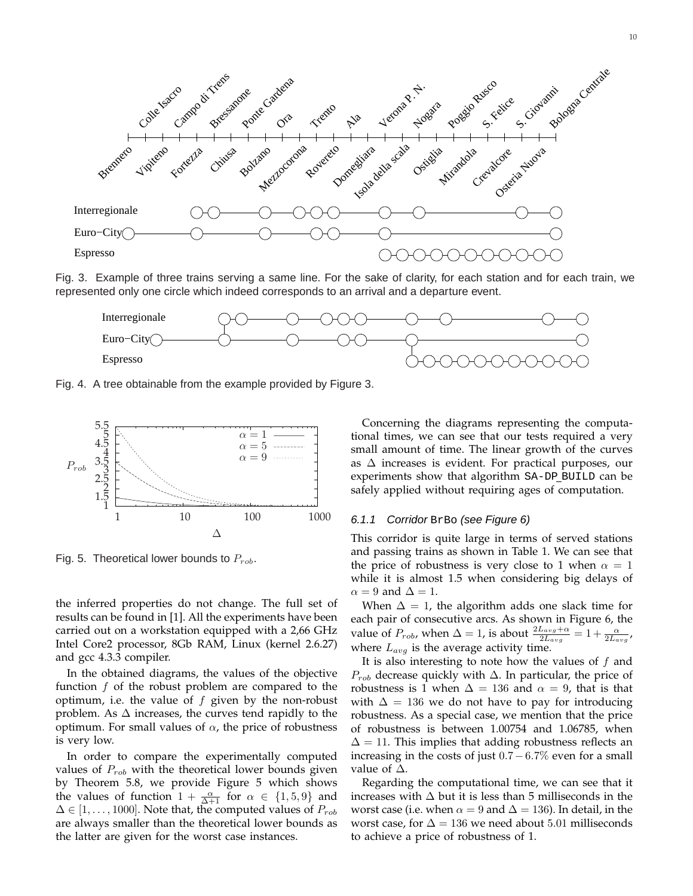Fig. 3. Example of three trains serving a same line. For the sake of clarity, for each station and for each train, we represented only one circle which indeed corresponds to an arrival and a departure event.

Fig. 4. A tree obtainable from the example provided by Figure 3.

Fig. 5. Theoretical lower bounds to $P_{rob}$.

the inferred properties do not change. The full set of results can be found in [1]. All the experiments have been carried out on a workstation equipped with a 2,66 GHz Intel Core2 processor, 8Gb RAM, Linux (kernel 2.6.27) and gcc 4.3.3 compiler.

In the obtained diagrams, the values of the objective function $f$ of the robust problem are compared to the optimum, i.e. the value of $f$ given by the non-robust problem. As $\Delta$ increases, the curves tend rapidly to the optimum. For small values of $\alpha$, the price of robustness is very low.

In order to compare the experimentally computed values of $P_{rob}$ with the theoretical lower bounds given by Theorem 5.8, we provide Figure 5 which shows the values of function $1 + \frac{\alpha}{\Delta+1}$ for $\alpha \in \{1, 5, 9\}$ and $\Delta \in [1, \ldots, 1000]$. Note that, the computed values of $P_{rob}$ are always smaller than the theoretical lower bounds as the latter are given for the worst case instances.

Concerning the diagrams representing the computational times, we can see that our tests required a very small amount of time. The linear growth of the curves as $\Delta$ increases is evident. For practical purposes, our experiments show that algorithm SA-DP_BUILD can be safely applied without requiring ages of computation.

#### 6.1.1 Corridor BrBo (see Figure 6)

This corridor is quite large in terms of served stations and passing trains as shown in Table 1. We can see that the price of robustness is very close to 1 when $\alpha = 1$ while it is almost 1.5 when considering big delays of $\alpha = 9$ and $\Delta = 1$.

When $\Delta = 1$, the algorithm adds one slack time for each pair of consecutive arcs. As shown in Figure 6, the value of $P_{rob}$, when $\Delta = 1$, is about $\frac{2L_{avg}+\alpha}{2L_{avg}} = 1 + \frac{\alpha}{2L_{avg}}$, where $L_{avg}$ is the average activity time.

It is also interesting to note how the values of $f$ and $P_{rob}$ decrease quickly with $\Delta$. In particular, the price of robustness is 1 when $\Delta = 136$ and $\alpha = 9$, that is that with $\Delta = 136$ we do not have to pay for introducing robustness. As a special case, we mention that the price of robustness is between 1.00754 and 1.06785, when $\Delta = 11$. This implies that adding robustness reflects an increasing in the costs of just $0.7 - 6.7\%$ even for a small value of $\Delta$.

Regarding the computational time, we can see that it increases with $\Delta$ but it is less than 5 milliseconds in the worst case (i.e. when $\alpha = 9$ and $\Delta = 136$). In detail, in the worst case, for $\Delta = 136$ we need about 5.01 milliseconds to achieve a price of robustness of 1.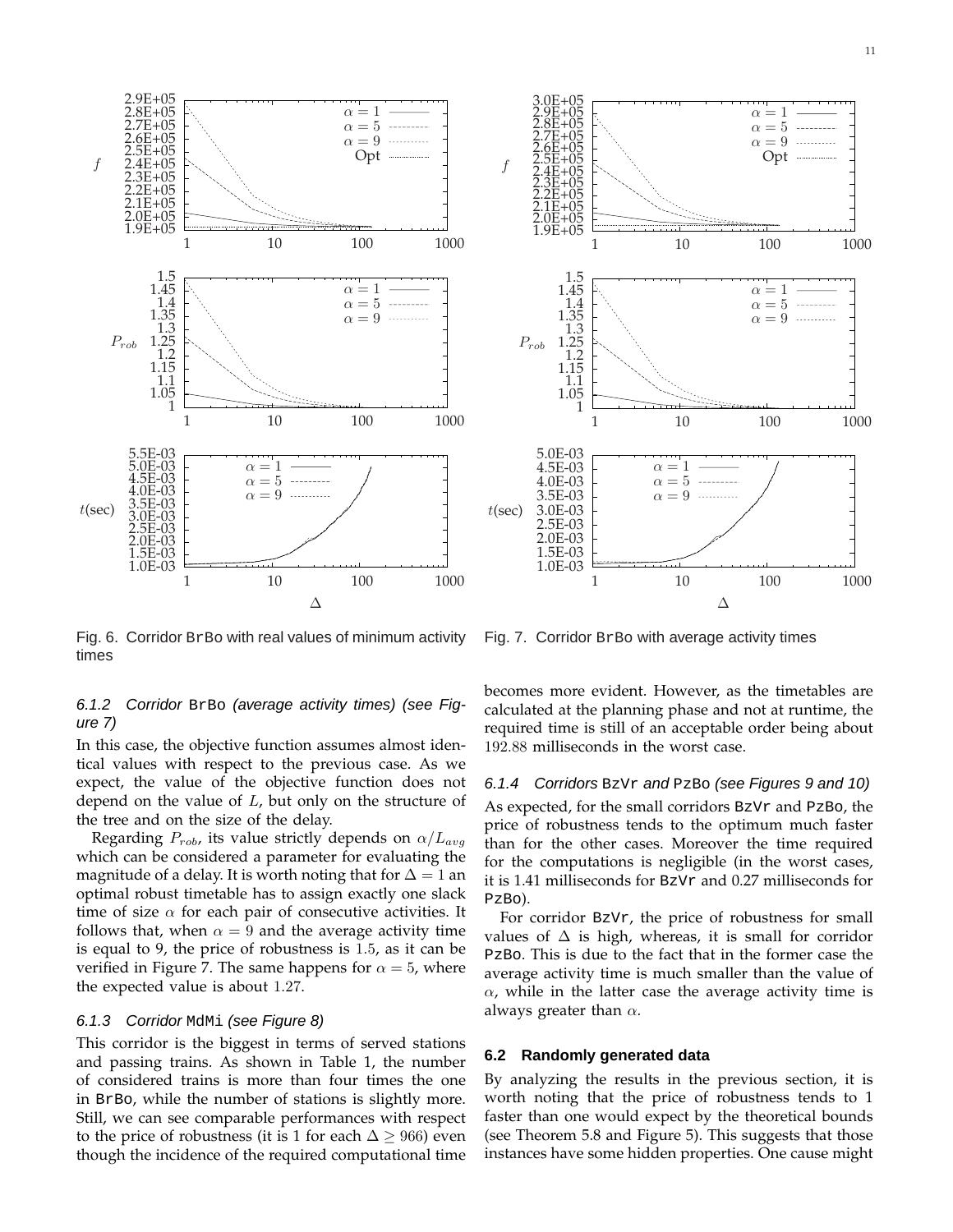Fig. 6. Corridor BrBo with real values of minimum activity times

Fig. 7. Corridor BrBo with average activity times

#### 6.1.2 Corridor BrBo (average activity times) (see Figure 7)

In this case, the objective function assumes almost identical values with respect to the previous case. As we expect, the value of the objective function does not depend on the value of $L$, but only on the structure of the tree and on the size of the delay.

Regarding $P_{rob}$, its value strictly depends on $\alpha/L_{avg}$ which can be considered a parameter for evaluating the magnitude of a delay. It is worth noting that for $\Delta = 1$ an optimal robust timetable has to assign exactly one slack time of size $\alpha$ for each pair of consecutive activities. It follows that, when $\alpha = 9$ and the average activity time is equal to 9, the price of robustness is 1.5, as it can be verified in Figure 7. The same happens for $\alpha = 5$, where the expected value is about 1.27.

#### 6.1.3 Corridor MdMi (see Figure 8)

This corridor is the biggest in terms of served stations and passing trains. As shown in Table 1, the number of considered trains is more than four times the one in BrBo, while the number of stations is slightly more. Still, we can see comparable performances with respect to the price of robustness (it is 1 for each $\Delta \geq 966$) even though the incidence of the required computational time becomes more evident. However, as the timetables are calculated at the planning phase and not at runtime, the required time is still of an acceptable order being about 192.88 milliseconds in the worst case.

#### 6.1.4 Corridors BzVr and PzBo (see Figures 9 and 10)

As expected, for the small corridors BzVr and PzBo, the price of robustness tends to the optimum much faster than for the other cases. Moreover the time required for the computations is negligible (in the worst cases, it is 1.41 milliseconds for BzVr and 0.27 milliseconds for PzBo).

For corridor BzVr, the price of robustness for small values of $\Delta$ is high, whereas, it is small for corridor PzBo. This is due to the fact that in the former case the average activity time is much smaller than the value of $\alpha$, while in the latter case the average activity time is always greater than $\alpha$.

### 6.2 Randomly generated data

By analyzing the results in the previous section, it is worth noting that the price of robustness tends to 1 faster than one would expect by the theoretical bounds (see Theorem 5.8 and Figure 5). This suggests that those instances have some hidden properties. One cause might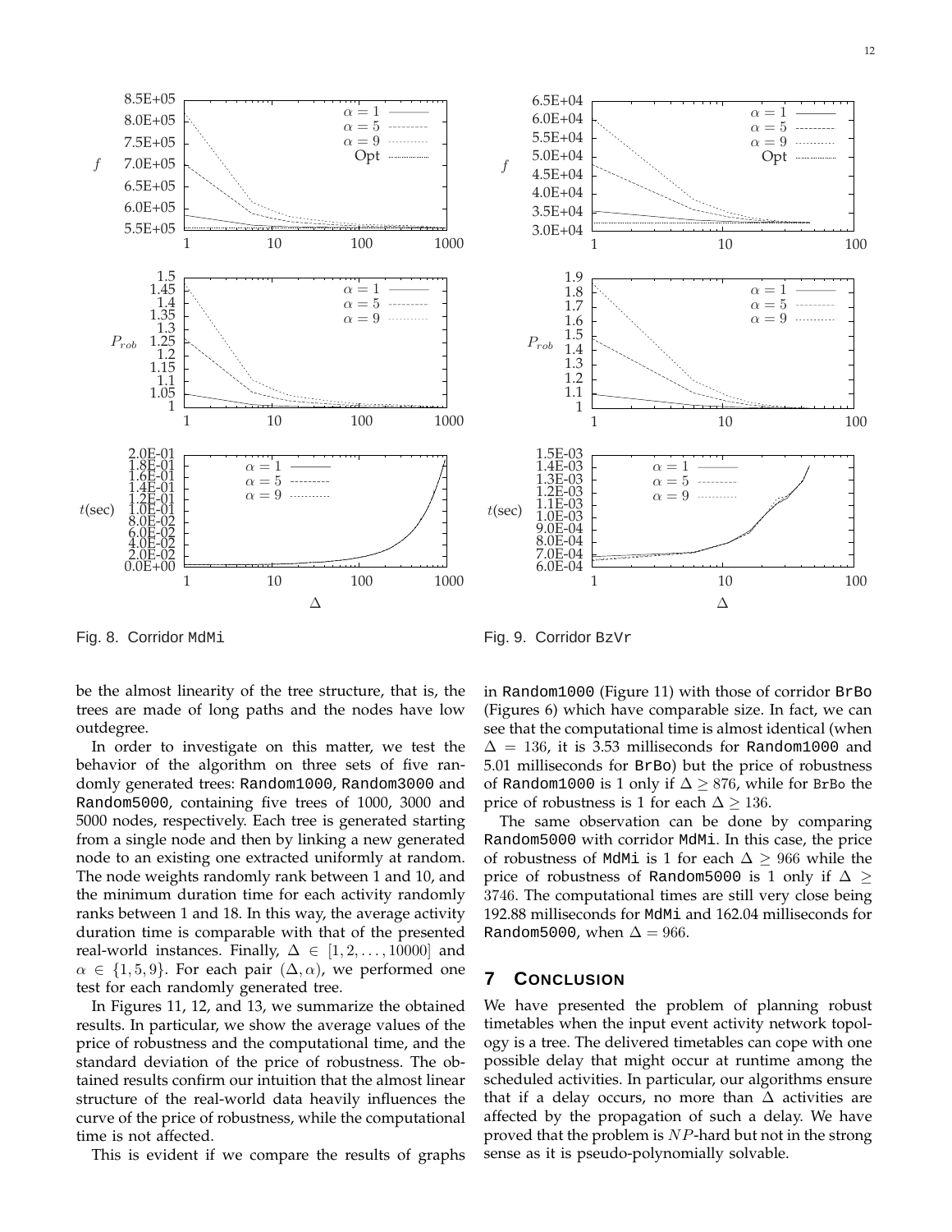Fig. 8. Corridor MdMi

Fig. 9. Corridor BzVr

be the almost linearity of the tree structure, that is, the trees are made of long paths and the nodes have low outdegree.

In order to investigate on this matter, we test the behavior of the algorithm on three sets of five randomly generated trees: Random1000, Random3000 and Random5000, containing five trees of 1000, 3000 and 5000 nodes, respectively. Each tree is generated starting from a single node and then by linking a new generated node to an existing one extracted uniformly at random. The node weights randomly rank between 1 and 10, and the minimum duration time for each activity randomly ranks between 1 and 18. In this way, the average activity duration time is comparable with that of the presented real-world instances. Finally, $\Delta \in [1, 2, \ldots, 10000]$ and $\alpha \in \{1, 5, 9\}$. For each pair $(\Delta, \alpha)$, we performed one test for each randomly generated tree.

In Figures 11, 12, and 13, we summarize the obtained results. In particular, we show the average values of the price of robustness and the computational time, and the standard deviation of the price of robustness. The obtained results confirm our intuition that the almost linear structure of the real-world data heavily influences the curve of the price of robustness, while the computational time is not affected.

This is evident if we compare the results of graphs in Random1000 (Figure 11) with those of corridor BrBo (Figures 6) which have comparable size. In fact, we can see that the computational time is almost identical (when $\Delta = 136$, it is 3.53 milliseconds for Random1000 and 5.01 milliseconds for BrBo) but the price of robustness of Random1000 is 1 only if $\Delta \geq 876$, while for BrBo the price of robustness is 1 for each $\Delta \geq 136$.

The same observation can be done by comparing Random5000 with corridor MdMi. In this case, the price of robustness of MdMi is 1 for each $\Delta \geq 966$ while the price of robustness of Random5000 is 1 only if $\Delta \geq 3746$. The computational times are still very close being 192.88 milliseconds for MdMi and 162.04 milliseconds for Random5000, when $\Delta = 966$.

## 7 Conclusion

We have presented the problem of planning robust timetables when the input event activity network topology is a tree. The delivered timetables can cope with one possible delay that might occur at runtime among the scheduled activities. In particular, our algorithms ensure that if a delay occurs, no more than $\Delta$ activities are affected by the propagation of such a delay. We have proved that the problem is $NP$-hard but not in the strong sense as it is pseudo-polynomially solvable.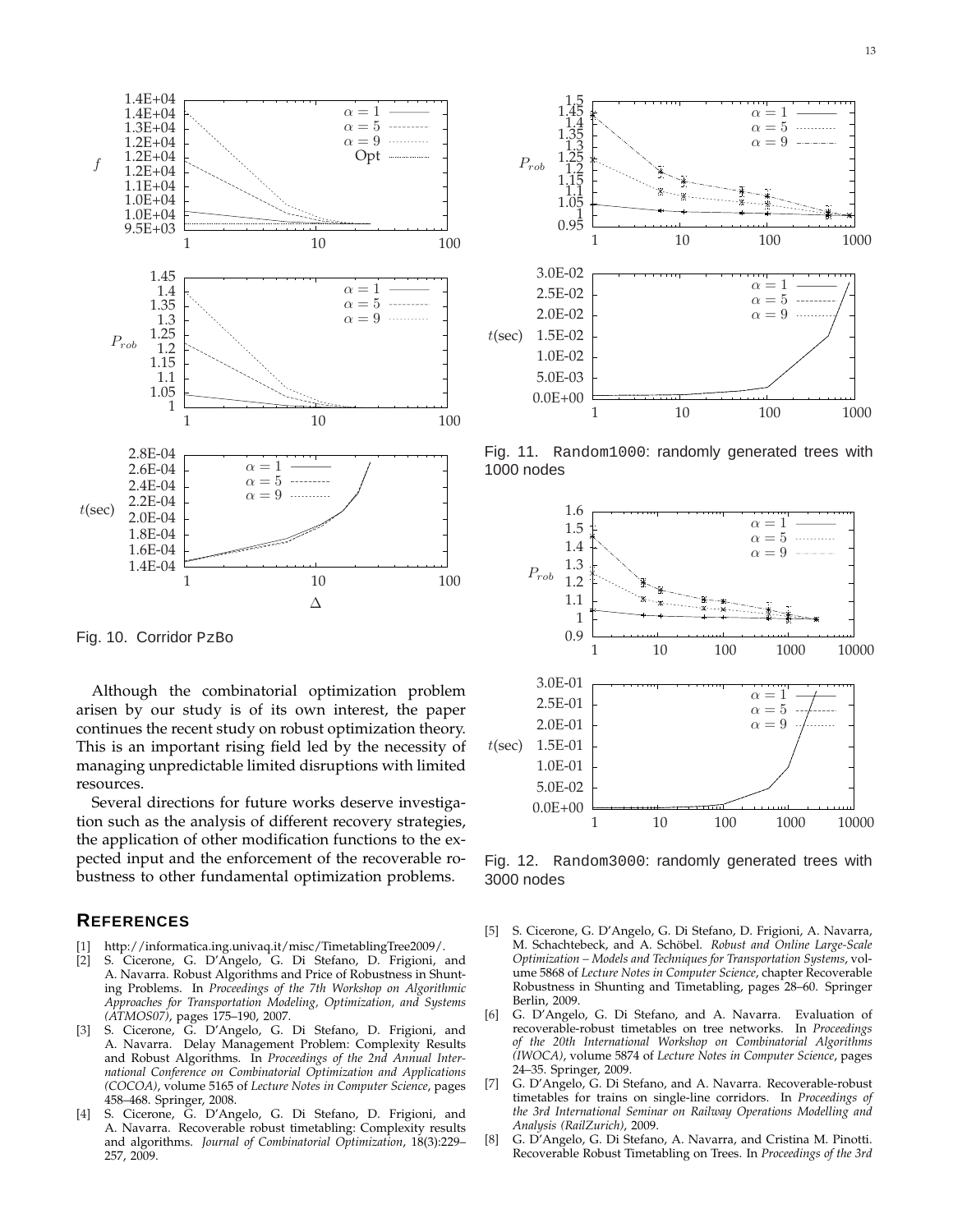Fig. 10. Corridor PzBo

Fig. 11. Random1000: randomly generated trees with 1000 nodes

Fig. 12. Random3000: randomly generated trees with 3000 nodes

Although the combinatorial optimization problem arisen by our study is of its own interest, the paper continues the recent study on robust optimization theory. This is an important rising field led by the necessity of managing unpredictable limited disruptions with limited resources.

Several directions for future works deserve investigation such as the analysis of different recovery strategies, the application of other modification functions to the expected input and the enforcement of the recoverable robustness to other fundamental optimization problems.

## REFERENCES

[1] http://informatica.ing.univaq.it/misc/TimetablingTree2009/.

[2] S. Cicerone, G. D'Angelo, G. Di Stefano, D. Frigioni, and A. Navarra. Robust Algorithms and Price of Robustness in Shunting Problems. In *Proceedings of the 7th Workshop on Algorithmic Approaches for Transportation Modeling, Optimization, and Systems (ATMOS07)*, pages 175–190, 2007.

[3] S. Cicerone, G. D'Angelo, G. Di Stefano, D. Frigioni, and A. Navarra. Delay Management Problem: Complexity Results and Robust Algorithms. In *Proceedings of the 2nd Annual International Conference on Combinatorial Optimization and Applications (COCOA)*, volume 5165 of *Lecture Notes in Computer Science*, pages 458–468. Springer, 2008.

[4] S. Cicerone, G. D'Angelo, G. Di Stefano, D. Frigioni, and A. Navarra. Recoverable robust timetabling: Complexity results and algorithms. *Journal of Combinatorial Optimization*, 18(3):229–257, 2009.

[5] S. Cicerone, G. D'Angelo, G. Di Stefano, D. Frigioni, A. Navarra, M. Schachtebeck, and A. Schöbel. *Robust and Online Large-Scale Optimization – Models and Techniques for Transportation Systems*, volume 5868 of *Lecture Notes in Computer Science*, chapter Recoverable Robustness in Shunting and Timetabling, pages 28–60. Springer Berlin, 2009.

[6] G. D'Angelo, G. Di Stefano, and A. Navarra. Evaluation of recoverable-robust timetables on tree networks. In *Proceedings of the 20th International Workshop on Combinatorial Algorithms (IWOCA)*, volume 5874 of *Lecture Notes in Computer Science*, pages 24–35. Springer, 2009.

[7] G. D'Angelo, G. Di Stefano, and A. Navarra. Recoverable-robust timetables for trains on single-line corridors. In *Proceedings of the 3rd International Seminar on Railway Operations Modelling and Analysis (RailZurich)*, 2009.

[8] G. D'Angelo, G. Di Stefano, A. Navarra, and Cristina M. Pinotti. Recoverable Robust Timetabling on Trees. In *Proceedings of the 3rd*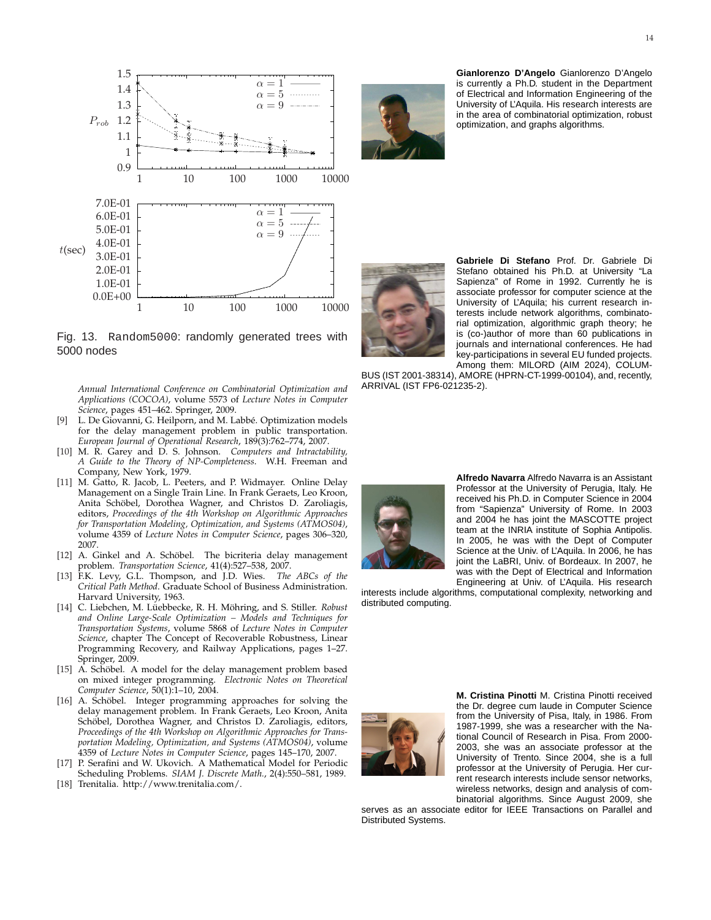$P_{rob}$

1.5
1.4
1.3
1.2
1.1
1
0.9

1 10 100 1000 10000

$\alpha = 1$
$\alpha = 5$
$\alpha = 9$

$t$(sec)

7.0E-01
6.0E-01
5.0E-01
4.0E-01
3.0E-01
2.0E-01
1.0E-01
0.0E+00

1 10 100 1000 10000

$\alpha = 1$
$\alpha = 5$
$\alpha = 9$

Fig. 13. Random5000: randomly generated trees with 5000 nodes

*Annual International Conference on Combinatorial Optimization and Applications (COCOA)*, volume 5573 of *Lecture Notes in Computer Science*, pages 451–462. Springer, 2009.

[9] L. De Giovanni, G. Heilporn, and M. Labbé. Optimization models for the delay management problem in public transportation. *European Journal of Operational Research*, 189(3):762–774, 2007.

[10] M. R. Garey and D. S. Johnson. *Computers and Intractability, A Guide to the Theory of NP-Completeness*. W.H. Freeman and Company, New York, 1979.

[11] M. Gatto, R. Jacob, L. Peeters, and P. Widmayer. Online Delay Management on a Single Train Line. In Frank Geraets, Leo Kroon, Anita Schöbel, Dorothea Wagner, and Christos D. Zaroliagis, editors, *Proceedings of the 4th Workshop on Algorithmic Approaches for Transportation Modeling, Optimization, and Systems (ATMOS04)*, volume 4359 of *Lecture Notes in Computer Science*, pages 306–320, 2007.

[12] A. Ginkel and A. Schöbel. The bicriteria delay management problem. *Transportation Science*, 41(4):527–538, 2007.

[13] F.K. Levy, G.L. Thompson, and J.D. Wies. *The ABCs of the Critical Path Method*. Graduate School of Business Administration. Harvard University, 1963.

[14] C. Liebchen, M. Lüebbecke, R. H. Möhring, and S. Stiller. *Robust and Online Large-Scale Optimization – Models and Techniques for Transportation Systems*, volume 5868 of *Lecture Notes in Computer Science*, chapter The Concept of Recoverable Robustness, Linear Programming Recovery, and Railway Applications, pages 1–27. Springer, 2009.

[15] A. Schöbel. A model for the delay management problem based on mixed integer programming. *Electronic Notes on Theoretical Computer Science*, 50(1):1–10, 2004.

[16] A. Schöbel. Integer programming approaches for solving the delay management problem. In Frank Geraets, Leo Kroon, Anita Schöbel, Dorothea Wagner, and Christos D. Zaroliagis, editors, *Proceedings of the 4th Workshop on Algorithmic Approaches for Transportation Modeling, Optimization, and Systems (ATMOS04)*, volume 4359 of *Lecture Notes in Computer Science*, pages 145–170, 2007.

[17] P. Serafini and W. Ukovich. A Mathematical Model for Periodic Scheduling Problems. *SIAM J. Discrete Math.*, 2(4):550–581, 1989.

[18] Trenitalia. http://www.trenitalia.com/.

**Gianlorenzo D'Angelo** Gianlorenzo D'Angelo is currently a Ph.D. student in the Department of Electrical and Information Engineering of the University of L'Aquila. His research interests are in the area of combinatorial optimization, robust optimization, and graphs algorithms.

**Gabriele Di Stefano** Prof. Dr. Gabriele Di Stefano obtained his Ph.D. at University "La Sapienza" of Rome in 1992. Currently he is associate professor for computer science at the University of L'Aquila; his current research interests include network algorithms, combinatorial optimization, algorithmic graph theory; he is (co-)author of more than 60 publications in journals and international conferences. He had key-participations in several EU funded projects. Among them: MILORD (AIM 2024), COLUMBUS (IST 2001-38314), AMORE (HPRN-CT-1999-00104), and, recently, ARRIVAL (IST FP6-021235-2).

**Alfredo Navarra** Alfredo Navarra is an Assistant Professor at the University of Perugia, Italy. He received his Ph.D. in Computer Science in 2004 from "Sapienza" University of Rome. In 2003 and 2004 he has joint the MASCOTTE project team at the INRIA institute of Sophia Antipolis. In 2005, he was with the Dept of Computer Science at the Univ. of L'Aquila. In 2006, he has joint the LaBRI, Univ. of Bordeaux. In 2007, he was with the Dept of Electrical and Information Engineering at Univ. of L'Aquila. His research interests include algorithms, computational complexity, networking and distributed computing.

**M. Cristina Pinotti** M. Cristina Pinotti received the Dr. degree cum laude in Computer Science from the University of Pisa, Italy, in 1986. From 1987-1999, she was a researcher with the National Council of Research in Pisa. From 2000-2003, she was an associate professor at the University of Trento. Since 2004, she is a full professor at the University of Perugia. Her current research interests include sensor networks, wireless networks, design and analysis of combinatorial algorithms. Since August 2009, she serves as an associate editor for IEEE Transactions on Parallel and Distributed Systems.